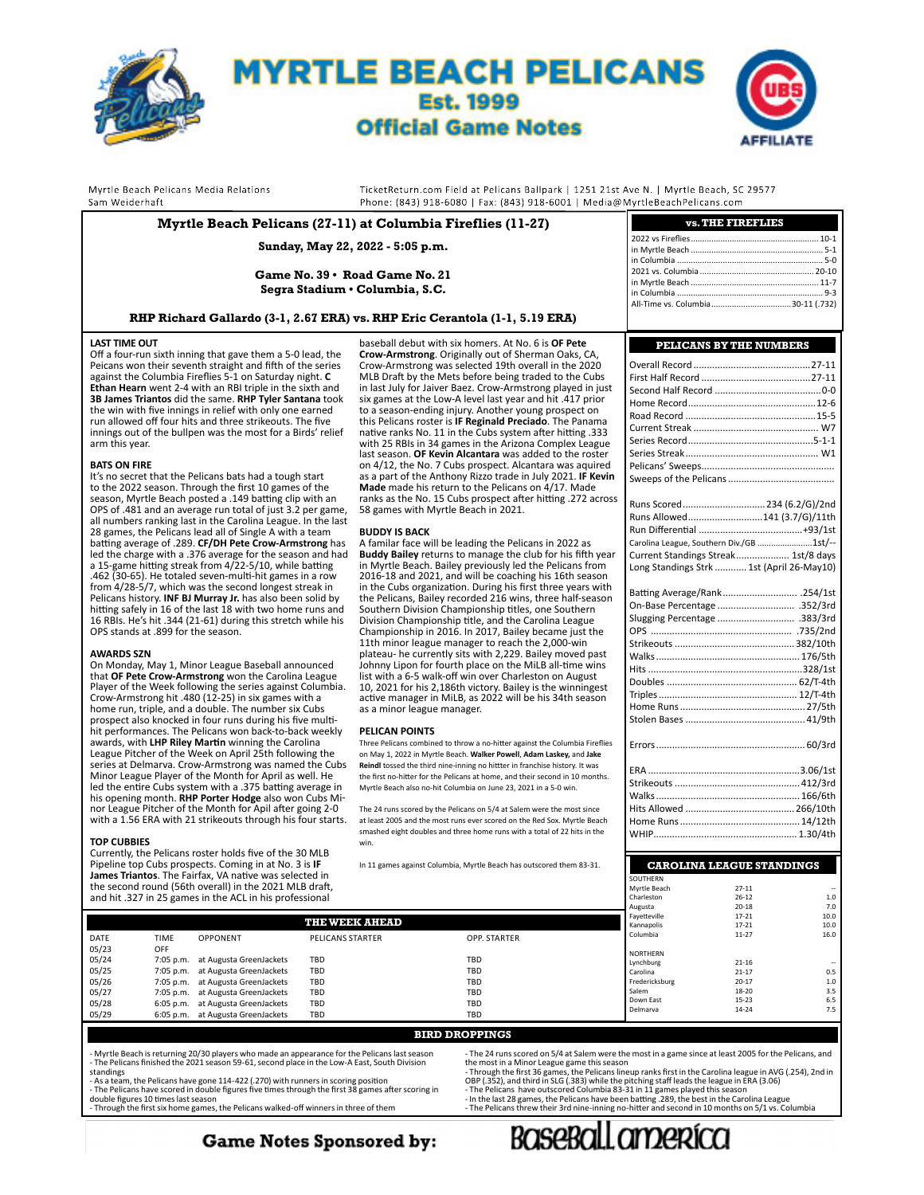# MYRTLE BEACH PELICANS
## Est. 1999
## Official Game Notes

Myrtle Beach Pelicans Media Relations
Sam Weiderhaft

TicketReturn.com Field at Pelicans Ballpark | 1251 21st Ave N. | Myrtle Beach, SC 29577
Phone: (843) 918-6080 | Fax: (843) 918-6001 | Media@MyrtleBeachPelicans.com

**Myrtle Beach Pelicans (27-11) at Columbia Fireflies (11-27)**

**Sunday, May 22, 2022 - 5:05 p.m.**

**Game No. 39 • Road Game No. 21**
**Segra Stadium • Columbia, S.C.**

**RHP Richard Gallardo (3-1, 2.67 ERA) vs. RHP Eric Cerantola (1-1, 5.19 ERA)**

### LAST TIME OUT

Off a four-run sixth inning that gave them a 5-0 lead, the Peicans won their seventh straight and fifth of the series against the Columbia Fireflies 5-1 on Saturday night. **C Ethan Hearn** went 2-4 with an RBI triple in the sixth and **3B James Triantos** did the same. **RHP Tyler Santana** took the win with five innings in relief with only one earned run allowed off four hits and three strikeouts. The five innings out of the bullpen was the most for a Birds' relief arm this year.

### BATS ON FIRE

It's no secret that the Pelicans bats had a tough start to the 2022 season. Through the first 10 games of the season, Myrtle Beach posted a .149 batting clip with an OPS of .481 and an average run total of just 3.2 per game, all numbers ranking last in the Carolina League. In the last 28 games, the Pelicans lead all of Single A with a team batting average of .289. **CF/DH Pete Crow-Armstrong** has led the charge with a .376 average for the season and had a 15-game hitting streak from 4/22-5/10, while batting .462 (30-65). He totaled seven-multi-hit games in a row from 4/28-5/7, which was the second longest streak in Pelicans history. **INF BJ Murray Jr.** has also been solid by hitting safely in 16 of the last 18 with two home runs and 16 RBIs. He's hit .344 (21-61) during this stretch while his OPS stands at .899 for the season.

### AWARDS SZN

On Monday, May 1, Minor League Baseball announced that **OF Pete Crow-Armstrong** won the Carolina League Player of the Week following the series against Columbia. Crow-Armstrong hit .480 (12-25) in six games with a home run, triple, and a double. The number six Cubs prospect also knocked in four runs during his five multi-hit performances. The Pelicans won back-to-back weekly awards, with **LHP Riley Martin** winning the Carolina League Pitcher of the Week on April 25th following the series at Delmarva. Crow-Armstrong was named the Cubs Minor League Player of the Month for April as well. He led the entire Cubs system with a .375 batting average in his opening month. **RHP Porter Hodge** also won Cubs Minor League Pitcher of the Month for Apil after going 2-0 with a 1.56 ERA with 21 strikeouts through his four starts.

### TOP CUBBIES

Currently, the Pelicans roster holds five of the 30 MLB Pipeline top Cubs prospects. Coming in at No. 3 is **IF James Triantos**. The Fairfax, VA native was selected in the second round (56th overall) in the 2021 MLB draft, and hit .327 in 25 games in the ACL in his professional baseball debut with six homers. At No. 6 is **OF Pete Crow-Armstrong**. Originally out of Sherman Oaks, CA, Crow-Armstrong was selected 19th overall in the 2020 MLB Draft by the Mets before being traded to the Cubs in last July for Jaiver Baez. Crow-Armstrong played in just six games at the Low-A level last year and hit .417 prior to a season-ending injury. Another young prospect on this Pelicans roster is **IF Reginald Preciado**. The Panama native ranks No. 11 in the Cubs system after hitting .333 with 25 RBIs in 34 games in the Arizona Complex League last season. **OF Kevin Alcantara** was added to the roster on 4/12, the No. 7 Cubs prospect. Alcantara was aquired as a part of the Anthony Rizzo trade in July 2021. **IF Kevin Made** made his return to the Pelicans on 4/17. Made ranks as the No. 15 Cubs prospect after hitting .272 across 58 games with Myrtle Beach in 2021.

### BUDDY IS BACK

A familar face will be leading the Pelicans in 2022 as **Buddy Bailey** returns to manage the club for his fifth year in Myrtle Beach. Bailey previously led the Pelicans from 2016-18 and 2021, and will be coaching his 16th season in the Cubs organization. During his first three years with the Pelicans, Bailey recorded 216 wins, three half-season Southern Division Championship titles, one Southern Division Championship title, and the Carolina League Championship in 2016. In 2017, Bailey became just the 11th minor league manager to reach the 2,000-win plateau- he currently sits with 2,229. Bailey moved past Johnny Lipon for fourth place on the MiLB all-time wins list with a 6-5 walk-off win over Charleston on August 10, 2021 for his 2,186th victory. Bailey is the winningest active manager in MiLB, as 2022 will be his 34th season as a minor league manager.

### PELICAN POINTS

Three Pelicans combined to throw a no-hitter against the Columbia Fireflies on May 1, 2022 in Myrtle Beach. **Walker Powell**, **Adam Laskey,** and **Jake Reindl** tossed the third nine-inning no hittter in franchise history. It was the first no-hitter for the Pelicans at home, and their second in 10 months. Myrtle Beach also no-hit Columbia on June 23, 2021 in a 5-0 win.

The 24 runs scored by the Pelicans on 5/4 at Salem were the most since at least 2005 and the most runs ever scored on the Red Sox. Myrtle Beach smashed eight doubles and three home runs with a total of 22 hits in the win.

In 11 games against Columbia, Myrtle Beach has outscored them 83-31.

### vs. THE FIREFLIES

| | |
|---|---|
| 2022 vs Fireflies | 10-1 |
| in Myrtle Beach | 5-1 |
| in Columbia | 5-0 |
| 2021 vs. Columbia | 20-10 |
| in Myrtle Beach | 11-7 |
| in Columbia | 9-3 |
| All-Time vs. Columbia | 30-11 (.732) |

### PELICANS BY THE NUMBERS

| | |
|---|---|
| Overall Record | 27-11 |
| First Half Record | 27-11 |
| Second Half Record | 0-0 |
| Home Record | 12-6 |
| Road Record | 15-5 |
| Current Streak | W7 |
| Series Record | 5-1-1 |
| Series Streak | W1 |
| Pelicans' Sweeps | |
| Sweeps of the Pelicans | |
| Runs Scored | 234 (6.2/G)/2nd |
| Runs Allowed | 141 (3.7/G)/11th |
| Run Differential | +93/1st |
| Carolina League, Southern Div./GB | 1st/-- |
| Current Standings Streak | 1st/8 days |
| Long Standings Strk | 1st (April 26-May10) |
| Batting Average/Rank | .254/1st |
| On-Base Percentage | .352/3rd |
| Slugging Percentage | .383/3rd |
| OPS | .735/2nd |
| Strikeouts | 382/10th |
| Walks | 176/5th |
| Hits | 328/1st |
| Doubles | 62/T-4th |
| Triples | 12/T-4th |
| Home Runs | 27/5th |
| Stolen Bases | 41/9th |
| Errors | 60/3rd |
| ERA | 3.06/1st |
| Strikeouts | 412/3rd |
| Walks | 166/6th |
| Hits Allowed | 266/10th |
| Home Runs | 14/12th |
| WHIP | 1.30/4th |

### CAROLINA LEAGUE STANDINGS

| SOUTHERN | | |
|---|---|---|
| Myrtle Beach | 27-11 | -- |
| Charleston | 26-12 | 1.0 |
| Augusta | 20-18 | 7.0 |
| Fayetteville | 17-21 | 10.0 |
| Kannapolis | 17-21 | 10.0 |
| Columbia | 11-27 | 16.0 |
| **NORTHERN** | | |
| Lynchburg | 21-16 | -- |
| Carolina | 21-17 | 0.5 |
| Fredericksburg | 20-17 | 1.0 |
| Salem | 18-20 | 3.5 |
| Down East | 15-23 | 6.5 |
| Delmarva | 14-24 | 7.5 |

### THE WEEK AHEAD

| DATE | TIME | OPPONENT | PELICANS STARTER | OPP. STARTER |
|---|---|---|---|---|
| 05/23 | OFF | | | |
| 05/24 | 7:05 p.m. | at Augusta GreenJackets | TBD | TBD |
| 05/25 | 7:05 p.m. | at Augusta GreenJackets | TBD | TBD |
| 05/26 | 7:05 p.m. | at Augusta GreenJackets | TBD | TBD |
| 05/27 | 7:05 p.m. | at Augusta GreenJackets | TBD | TBD |
| 05/28 | 6:05 p.m. | at Augusta GreenJackets | TBD | TBD |
| 05/29 | 6:05 p.m. | at Augusta GreenJackets | TBD | TBD |

### BIRD DROPPINGS

- Myrtle Beach is returning 20/30 players who made an appearance for the Pelicans last season
- The Pelicans finished the 2021 season 59-61, second place in the Low-A East, South Division standings
- As a team, the Pelicans have gone 114-422 (.270) with runners in scoring position
- The Pelicans have scored in double figures five times through the first 38 games after scoring in double figures 10 times last season
- Through the first six home games, the Pelicans walked-off winners in three of them
- The 24 runs scored on 5/4 at Salem were the most in a game since at least 2005 for the Pelicans, and the most in a Minor League game this season
- Through the first 36 games, the Pelicans lineup ranks first in the Carolina league in AVG (.254), 2nd in OBP (.352), and third in SLG (.383) while the pitching staff leads the league in ERA (3.06)
- The Pelicans have outscored Columbia 83-31 in 11 games played this season
- In the last 28 games, the Pelicans have been batting .289, the best in the Carolina League
- The Pelicans threw their 3rd nine-inning no-hitter and second in 10 months on 5/1 vs. Columbia

**Game Notes Sponsored by:** Baseball America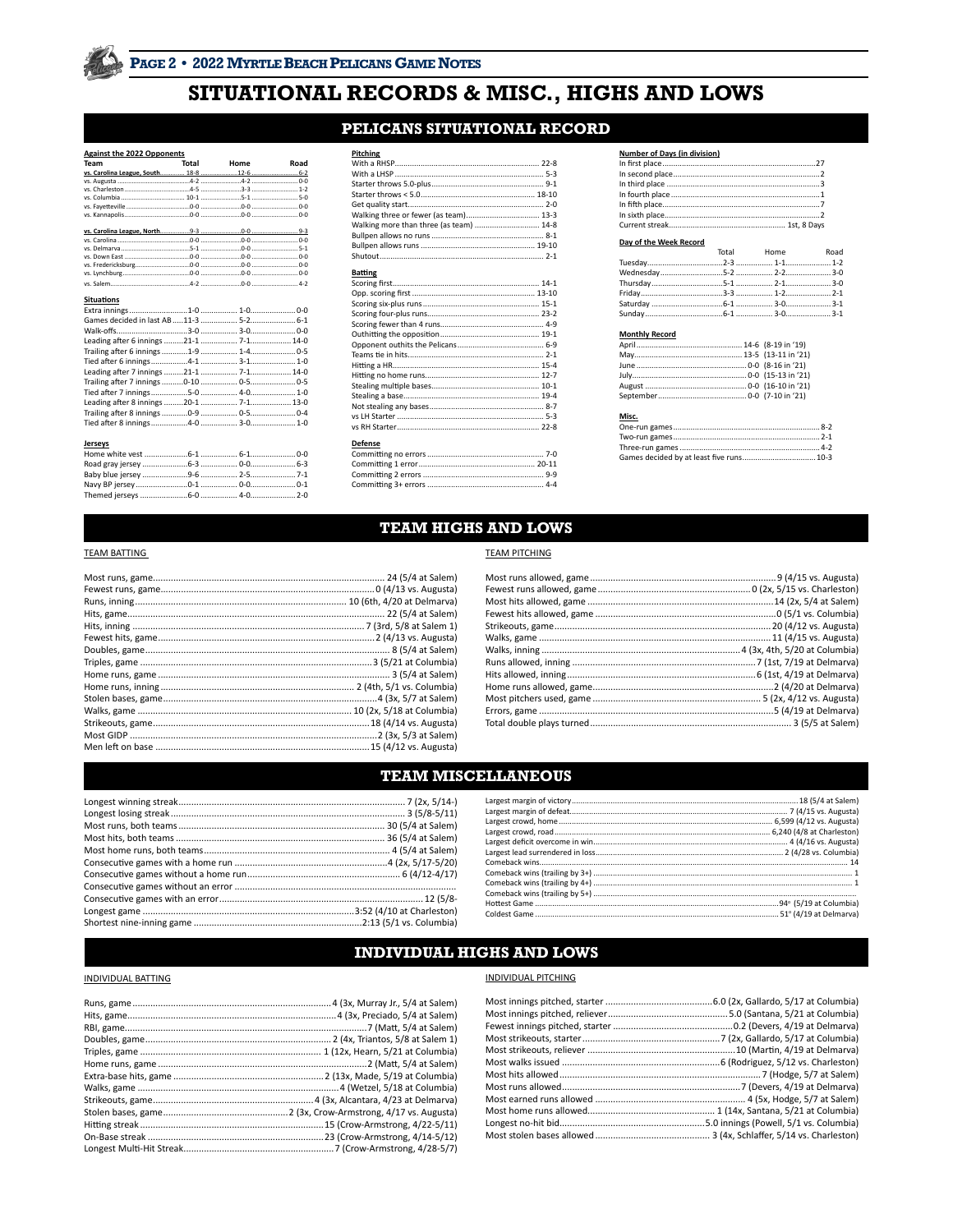# SITUATIONAL RECORDS & MISC., HIGHS AND LOWS

## PELICANS SITUATIONAL RECORD

### Against the 2022 Opponents

| Team | Total | Home | Road |
|---|---|---|---|
| **vs. Carolina League, South** | 18-8 | 12-6 | 6-2 |
| vs. Augusta | 4-2 | 4-2 | 0-0 |
| vs. Charleston | 4-5 | 3-3 | 1-2 |
| vs. Columbia | 10-1 | 5-1 | 5-0 |
| vs. Fayetteville | 0-0 | 0-0 | 0-0 |
| vs. Kannapolis | 0-0 | 0-0 | 0-0 |
| **vs. Carolina League, North** | 9-3 | 0-0 | 9-3 |
| vs. Carolina | 0-0 | 0-0 | 0-0 |
| vs. Delmarva | 5-1 | 0-0 | 5-1 |
| vs. Down East | 0-0 | 0-0 | 0-0 |
| vs. Fredericksburg | 0-0 | 0-0 | 0-0 |
| vs. Lynchburg | 0-0 | 0-0 | 0-0 |
| vs. Salem | 4-2 | 0-0 | 4-2 |

### Situations

| Situation | Total | Home | Road |
|---|---|---|---|
| Extra innings | 1-0 | 1-0 | 0-0 |
| Games decided in last AB | 11-3 | 5-2 | 6-1 |
| Walk-offs | 3-0 | 3-0 | 0-0 |
| Leading after 6 innings | 21-1 | 7-1 | 14-0 |
| Trailing after 6 innings | 1-9 | 1-4 | 0-5 |
| Tied after 6 innings | 4-1 | 3-1 | 1-0 |
| Leading after 7 innings | 21-1 | 7-1 | 14-0 |
| Trailing after 7 innings | 0-10 | 0-5 | 0-5 |
| Tied after 7 innings | 5-0 | 4-0 | 1-0 |
| Leading after 8 innings | 20-1 | 7-1 | 13-0 |
| Trailing after 8 innings | 0-9 | 0-5 | 0-4 |
| Tied after 8 innings | 4-0 | 3-0 | 1-0 |

### Jerseys

| Jersey | Total | Home | Road |
|---|---|---|---|
| Home white vest | 6-1 | 6-1 | 0-0 |
| Road gray jersey | 6-3 | 0-0 | 6-3 |
| Baby blue jersey | 9-6 | 2-5 | 7-1 |
| Navy BP jersey | 0-1 | 0-0 | 0-1 |
| Themed jerseys | 6-0 | 4-0 | 2-0 |

### Pitching

| | |
|---|---|
| With a RHSP | 22-8 |
| With a LHSP | 5-3 |
| Starter throws 5.0-plus | 9-1 |
| Starter throws < 5.0 | 18-10 |
| Get quality start | 2-0 |
| Walking three or fewer (as team) | 13-3 |
| Walking more than three (as team) | 14-8 |
| Bullpen allows no runs | 8-1 |
| Bullpen allows runs | 19-10 |
| Shutout | 2-1 |

### Batting

| | |
|---|---|
| Scoring first | 14-1 |
| Opp. scoring first | 13-10 |
| Scoring six-plus runs | 15-1 |
| Scoring four-plus runs | 23-2 |
| Scoring fewer than 4 runs | 4-9 |
| Outhitting the opposition | 19-1 |
| Opponent outhits the Pelicans | 6-9 |
| Teams tie in hits | 2-1 |
| Hitting a HR | 15-4 |
| Hitting no home runs | 12-7 |
| Stealing multiple bases | 10-1 |
| Stealing a base | 19-4 |
| Not stealing any bases | 8-7 |
| vs LH Starter | 5-3 |
| vs RH Starter | 22-8 |

### Defense

| | |
|---|---|
| Committing no errors | 7-0 |
| Committing 1 error | 20-11 |
| Committing 2 errors | 9-9 |
| Committing 3+ errors | 4-4 |

### Number of Days (in division)

| | |
|---|---|
| In first place | 27 |
| In second place | 2 |
| In third place | 3 |
| In fourth place | 1 |
| In fifth place | 7 |
| In sixth place | 2 |
| Current streak | 1st, 8 Days |

### Day of the Week Record

| Day | Total | Home | Road |
|---|---|---|---|
| Tuesday | 2-3 | 1-1 | 1-2 |
| Wednesday | 5-2 | 2-2 | 3-0 |
| Thursday | 5-1 | 2-1 | 3-0 |
| Friday | 3-3 | 1-2 | 2-1 |
| Saturday | 6-1 | 3-0 | 3-1 |
| Sunday | 6-1 | 3-0 | 3-1 |

### Monthly Record

| Month | Record |
|---|---|
| April | 14-6 (8-19 in '19) |
| May | 13-5 (13-11 in '21) |
| June | 0-0 (8-16 in '21) |
| July | 0-0 (15-13 in '21) |
| August | 0-0 (16-10 in '21) |
| September | 0-0 (7-10 in '21) |

### Misc.

| | |
|---|---|
| One-run games | 8-2 |
| Two-run games | 2-1 |
| Three-run games | 4-2 |
| Games decided by at least five runs | 10-3 |

## TEAM HIGHS AND LOWS

### TEAM BATTING

| | |
|---|---|
| Most runs, game | 24 (5/4 at Salem) |
| Fewest runs, game | 0 (4/13 vs. Augusta) |
| Runs, inning | 10 (6th, 4/20 at Delmarva) |
| Hits, game | 22 (5/4 at Salem) |
| Hits, inning | 7 (3rd, 5/8 at Salem 1) |
| Fewest hits, game | 2 (4/13 vs. Augusta) |
| Doubles, game | 8 (5/4 at Salem) |
| Triples, game | 3 (5/21 at Columbia) |
| Home runs, game | 3 (5/4 at Salem) |
| Home runs, inning | 2 (4th, 5/1 vs. Columbia) |
| Stolen bases, game | 4 (3x, 5/7 at Salem) |
| Walks, game | 10 (2x, 5/18 at Columbia) |
| Strikeouts, game | 18 (4/14 vs. Augusta) |
| Most GIDP | 2 (3x, 5/3 at Salem) |
| Men left on base | 15 (4/12 vs. Augusta) |

### TEAM PITCHING

| | |
|---|---|
| Most runs allowed, game | 9 (4/15 vs. Augusta) |
| Fewest runs allowed, game | 0 (2x, 5/15 vs. Charleston) |
| Most hits allowed, game | 14 (2x, 5/4 at Salem) |
| Fewest hits allowed, game | 0 (5/1 vs. Columbia) |
| Strikeouts, game | 20 (4/12 vs. Augusta) |
| Walks, game | 11 (4/15 vs. Augusta) |
| Walks, inning | 4 (3x, 4th, 5/20 at Columbia) |
| Runs allowed, inning | 7 (1st, 7/19 at Delmarva) |
| Hits allowed, inning | 6 (1st, 4/19 at Delmarva) |
| Home runs allowed, game | 2 (4/20 at Delmarva) |
| Most pitchers used, game | 5 (2x, 4/12 vs. Augusta) |
| Errors, game | 5 (4/19 at Delmarva) |
| Total double plays turned | 3 (5/5 at Salem) |

## TEAM MISCELLANEOUS

| | |
|---|---|
| Longest winning streak | 7 (2x, 5/14-) |
| Longest losing streak | 3 (5/8-5/11) |
| Most runs, both teams | 30 (5/4 at Salem) |
| Most hits, both teams | 36 (5/4 at Salem) |
| Most home runs, both teams | 4 (5/4 at Salem) |
| Consecutive games with a home run | 4 (2x, 5/17-5/20) |
| Consecutive games without a home run | 6 (4/12-4/17) |
| Consecutive games without an error | |
| Consecutive games with an error | 12 (5/8- |
| Longest game | 3:52 (4/10 at Charleston) |
| Shortest nine-inning game | 2:13 (5/1 vs. Columbia) |

| | |
|---|---|
| Largest margin of victory | 18 (5/4 at Salem) |
| Largest margin of defeat | 7 (4/15 vs. Augusta) |
| Largest crowd, home | 6,599 (4/12 vs. Augusta) |
| Largest crowd, road | 6,240 (4/8 at Charleston) |
| Largest deficit overcome in win | 4 (4/16 vs. Augusta) |
| Largest lead surrendered in loss | 2 (4/28 vs. Columbia) |
| Comeback wins | 14 |
| Comeback wins (trailing by 3+) | 1 |
| Comeback wins (trailing by 4+) | 1 |
| Comeback wins (trailing by 5+) | |
| Hottest Game | 94° (5/19 at Columbia) |
| Coldest Game | 51° (4/19 at Delmarva) |

## INDIVIDUAL HIGHS AND LOWS

### INDIVIDUAL BATTING

| | |
|---|---|
| Runs, game | 4 (3x, Murray Jr., 5/4 at Salem) |
| Hits, game | 4 (3x, Preciado, 5/4 at Salem) |
| RBI, game | 7 (Matt, 5/4 at Salem) |
| Doubles, game | 2 (4x, Triantos, 5/8 at Salem 1) |
| Triples, game | 1 (12x, Hearn, 5/21 at Columbia) |
| Home runs, game | 2 (Matt, 5/4 at Salem) |
| Extra-base hits, game | 2 (13x, Made, 5/19 at Columbia) |
| Walks, game | 4 (Wetzel, 5/18 at Columbia) |
| Strikeouts, game | 4 (3x, Alcantara, 4/23 at Delmarva) |
| Stolen bases, game | 2 (3x, Crow-Armstrong, 4/17 vs. Augusta) |
| Hitting streak | 15 (Crow-Armstrong, 4/22-5/11) |
| On-Base streak | 23 (Crow-Armstrong, 4/14-5/12) |
| Longest Multi-Hit Streak | 7 (Crow-Armstrong, 4/28-5/7) |

### INDIVIDUAL PITCHING

| | |
|---|---|
| Most innings pitched, starter | 6.0 (2x, Gallardo, 5/17 at Columbia) |
| Most innings pitched, reliever | 5.0 (Santana, 5/21 at Columbia) |
| Fewest innings pitched, starter | 0.2 (Devers, 4/19 at Delmarva) |
| Most strikeouts, starter | 7 (2x, Gallardo, 5/17 at Columbia) |
| Most strikeouts, reliever | 10 (Martin, 4/19 at Delmarva) |
| Most walks issued | 6 (Rodriguez, 5/12 vs. Charleston) |
| Most hits allowed | 7 (Hodge, 5/7 at Salem) |
| Most runs allowed | 7 (Devers, 4/19 at Delmarva) |
| Most earned runs allowed | 4 (5x, Hodge, 5/7 at Salem) |
| Most home runs allowed | 1 (14x, Santana, 5/21 at Columbia) |
| Longest no-hit bid | 5.0 innings (Powell, 5/1 vs. Columbia) |
| Most stolen bases allowed | 3 (4x, Schlaffer, 5/14 vs. Charleston) |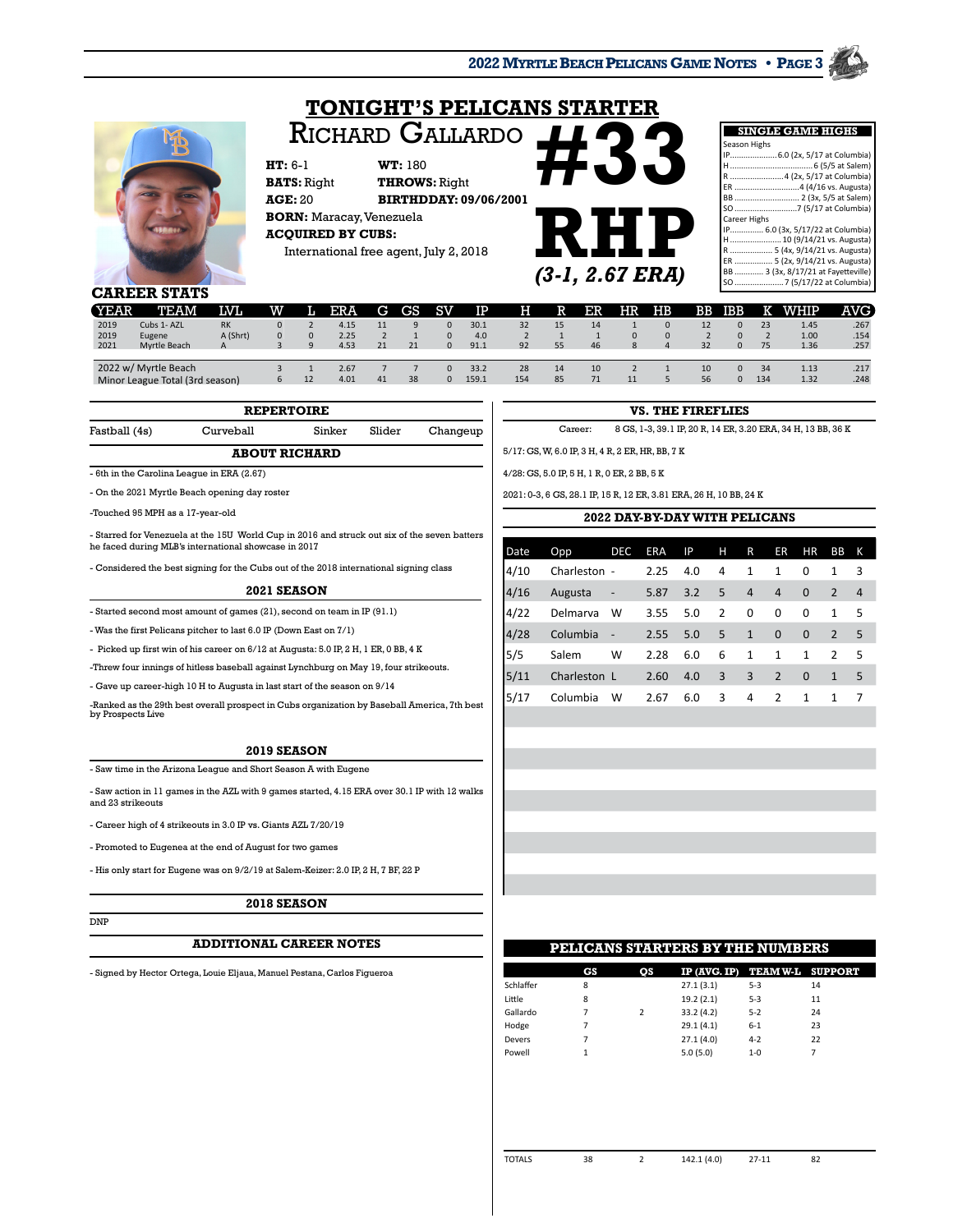# TONIGHT'S PELICANS STARTER

## Richard Gallardo

**#33 RHP** *(3-1, 2.67 ERA)*

**HT:** 6-1 **WT:** 180
**BATS:** Right **THROWS:** Right
**AGE:** 20 **BIRTHDAY:** 09/06/2001
**BORN:** Maracay, Venezuela
**ACQUIRED BY CUBS:**
International free agent, July 2, 2018

### SINGLE GAME HIGHS

Season Highs
- IP.....................6.0 (2x, 5/17 at Columbia)
- H.....................6 (5/5 at Salem)
- R.....................4 (2x, 5/17 at Columbia)
- ER.....................4 (4/16 vs. Augusta)
- BB.....................2 (3x, 5/5 at Salem)
- SO.....................7 (5/17 at Columbia)

Career Highs
- IP.............. 6.0 (3x, 5/17/22 at Columbia)
- H.............. 10 (9/14/21 vs. Augusta)
- R.............. 5 (4x, 9/14/21 vs. Augusta)
- ER.............. 5 (2x, 9/14/21 vs. Augusta)
- BB.............. 3 (3x, 8/17/21 at Fayetteville)
- SO.............. 7 (5/17/22 at Columbia)

## CAREER STATS

| YEAR | TEAM | LVL | W | L | ERA | G | GS | SV | IP | H | R | ER | HR | HB | BB | IBB | K | WHIP | AVG |
|---|---|---|---|---|---|---|---|---|---|---|---|---|---|---|---|---|---|---|---|
| 2019 | Cubs 1- AZL | RK | 0 | 2 | 4.15 | 11 | 9 | 0 | 30.1 | 32 | 15 | 14 | 1 | 0 | 12 | 0 | 23 | 1.45 | .267 |
| 2019 | Eugene | A (Shrt) | 0 | 0 | 2.25 | 2 | 1 | 0 | 4.0 | 2 | 1 | 1 | 0 | 0 | 2 | 0 | 2 | 1.00 | .154 |
| 2021 | Myrtle Beach | A | 3 | 9 | 4.53 | 21 | 21 | 0 | 91.1 | 92 | 55 | 46 | 8 | 4 | 32 | 0 | 75 | 1.36 | .257 |
| 2022 w/ Myrtle Beach | | | 3 | 1 | 2.67 | 7 | 7 | 0 | 33.2 | 28 | 14 | 10 | 2 | 1 | 10 | 0 | 34 | 1.13 | .217 |
| Minor League Total (3rd season) | | | 6 | 12 | 4.01 | 41 | 38 | 0 | 159.1 | 154 | 85 | 71 | 11 | 5 | 56 | 0 | 134 | 1.32 | .248 |

### REPERTOIRE

Fastball (4s) | Curveball | Sinker | Slider | Changeup

### ABOUT RICHARD

- 6th in the Carolina League in ERA (2.67)
- On the 2021 Myrtle Beach opening day roster
- Touched 95 MPH as a 17-year-old
- Starred for Venezuela at the 15U World Cup in 2016 and struck out six of the seven batters he faced during MLB's international showcase in 2017
- Considered the best signing for the Cubs out of the 2018 international signing class

### 2021 SEASON

- Started second most amount of games (21), second on team in IP (91.1)
- Was the first Pelicans pitcher to last 6.0 IP (Down East on 7/1)
- Picked up first win of his career on 6/12 at Augusta: 5.0 IP, 2 H, 1 ER, 0 BB, 4 K
- Threw four innings of hitless baseball against Lynchburg on May 19, four strikeouts.
- Gave up career-high 10 H to Augusta in last start of the season on 9/14
- Ranked as the 29th best overall prospect in Cubs organization by Baseball America, 7th best by Prospects Live

### 2019 SEASON

- Saw time in the Arizona League and Short Season A with Eugene
- Saw action in 11 games in the AZL with 9 games started, 4.15 ERA over 30.1 IP with 12 walks and 23 strikeouts
- Career high of 4 strikeouts in 3.0 IP vs. Giants AZL 7/20/19
- Promoted to Eugenea at the end of August for two games
- His only start for Eugene was on 9/2/19 at Salem-Keizer: 2.0 IP, 2 H, 7 BF, 22 P

### 2018 SEASON

DNP

### ADDITIONAL CAREER NOTES

- Signed by Hector Ortega, Louie Eljaua, Manuel Pestana, Carlos Figueroa

### VS. THE FIREFLIES

Career: 8 GS, 1-3, 39.1 IP, 20 R, 14 ER, 3.20 ERA, 34 H, 13 BB, 36 K

5/17: GS, W, 6.0 IP, 3 H, 4 R, 2 ER, HR, BB, 7 K

4/28: GS, 5.0 IP, 5 H, 1 R, 0 ER, 2 BB, 5 K

2021: 0-3, 6 GS, 28.1 IP, 15 R, 12 ER, 3.81 ERA, 26 H, 10 BB, 24 K

### 2022 DAY-BY-DAY WITH PELICANS

| Date | Opp | DEC | ERA | IP | H | R | ER | HR | BB | K |
|---|---|---|---|---|---|---|---|---|---|---|
| 4/10 | Charleston | - | 2.25 | 4.0 | 4 | 1 | 1 | 0 | 1 | 3 |
| 4/16 | Augusta | - | 5.87 | 3.2 | 5 | 4 | 4 | 0 | 2 | 4 |
| 4/22 | Delmarva | W | 3.55 | 5.0 | 2 | 0 | 0 | 0 | 1 | 5 |
| 4/28 | Columbia | - | 2.55 | 5.0 | 5 | 1 | 0 | 0 | 2 | 5 |
| 5/5 | Salem | W | 2.28 | 6.0 | 6 | 1 | 1 | 1 | 2 | 5 |
| 5/11 | Charleston | L | 2.60 | 4.0 | 3 | 3 | 2 | 0 | 1 | 5 |
| 5/17 | Columbia | W | 2.67 | 6.0 | 3 | 4 | 2 | 1 | 1 | 7 |

### PELICANS STARTERS BY THE NUMBERS

| | GS | QS | IP (AVG. IP) | TEAM W-L | SUPPORT |
|---|---|---|---|---|---|
| Schlaffer | 8 | | 27.1 (3.1) | 5-3 | 14 |
| Little | 8 | | 19.2 (2.1) | 5-3 | 11 |
| Gallardo | 7 | 2 | 33.2 (4.2) | 5-2 | 24 |
| Hodge | 7 | | 29.1 (4.1) | 6-1 | 23 |
| Devers | 7 | | 27.1 (4.0) | 4-2 | 22 |
| Powell | 1 | | 5.0 (5.0) | 1-0 | 7 |
| TOTALS | 38 | 2 | 142.1 (4.0) | 27-11 | 82 |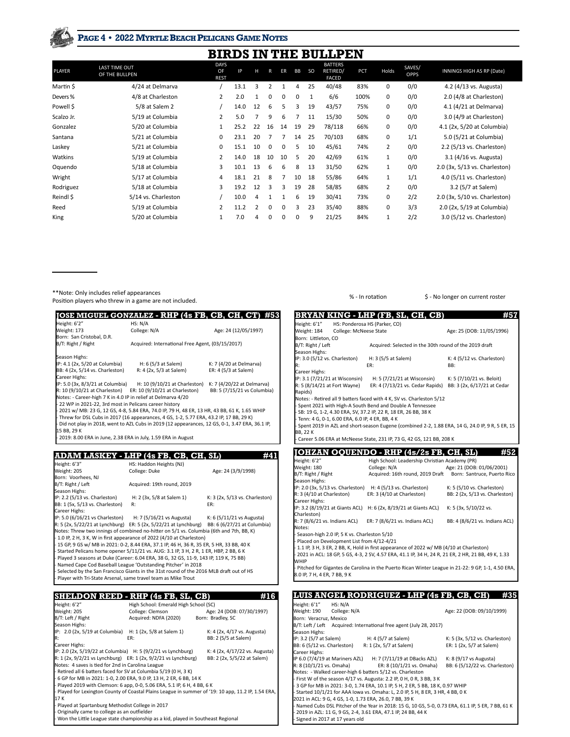# BIRDS IN THE BULLPEN

| PLAYER | LAST TIME OUT OF THE BULLPEN | DAYS OF REST | IP | H | R | ER | BB | SO | BATTERS RETIRED/ FACED | PCT | Holds | SAVES/ OPPS | INNINGS HIGH AS RP (Date) |
|---|---|---|---|---|---|---|---|---|---|---|---|---|---|
| Martin $ | 4/24 at Delmarva | / | 13.1 | 3 | 2 | 1 | 4 | 25 | 40/48 | 83% | 0 | 0/0 | 4.2 (4/13 vs. Augusta) |
| Devers % | 4/8 at Charleston | 2 | 2.0 | 1 | 0 | 0 | 0 | 1 | 6/6 | 100% | 0 | 0/0 | 2.0 (4/8 at Charleston) |
| Powell $ | 5/8 at Salem 2 | / | 14.0 | 12 | 6 | 5 | 3 | 19 | 43/57 | 75% | 0 | 0/0 | 4.1 (4/21 at Delmarva) |
| Scalzo Jr. | 5/19 at Columbia | 2 | 5.0 | 7 | 9 | 6 | 7 | 11 | 15/30 | 50% | 0 | 0/0 | 3.0 (4/9 at Charleston) |
| Gonzalez | 5/20 at Columbia | 1 | 25.2 | 22 | 16 | 14 | 19 | 29 | 78/118 | 66% | 0 | 0/0 | 4.1 (2x, 5/20 at Columbia) |
| Santana | 5/21 at Columbia | 0 | 23.1 | 20 | 7 | 7 | 14 | 25 | 70/103 | 68% | 0 | 1/1 | 5.0 (5/21 at Columbia) |
| Laskey | 5/21 at Columbia | 0 | 15.1 | 10 | 0 | 0 | 5 | 10 | 45/61 | 74% | 2 | 0/0 | 2.2 (5/13 vs. Charleston) |
| Watkins | 5/19 at Columbia | 2 | 14.0 | 18 | 10 | 10 | 5 | 20 | 42/69 | 61% | 1 | 0/0 | 3.1 (4/16 vs. Augusta) |
| Oquendo | 5/18 at Columbia | 3 | 10.1 | 13 | 6 | 6 | 8 | 13 | 31/50 | 62% | 1 | 0/0 | 2.0 (3x, 5/13 vs. Charleston) |
| Wright | 5/17 at Columbia | 4 | 18.1 | 21 | 8 | 7 | 10 | 18 | 55/86 | 64% | 1 | 1/1 | 4.0 (5/11 vs. Charleston) |
| Rodriguez | 5/18 at Columbia | 3 | 19.2 | 12 | 3 | 3 | 19 | 28 | 58/85 | 68% | 2 | 0/0 | 3.2 (5/7 at Salem) |
| Reindl $ | 5/14 vs. Charleston | / | 10.0 | 4 | 1 | 1 | 6 | 19 | 30/41 | 73% | 0 | 2/2 | 2.0 (3x, 5/10 vs. Charleston) |
| Reed | 5/19 at Columbia | 2 | 11.2 | 2 | 0 | 0 | 3 | 23 | 35/40 | 88% | 0 | 3/3 | 2.0 (2x, 5/19 at Columbia) |
| King | 5/20 at Columbia | 1 | 7.0 | 4 | 0 | 0 | 0 | 9 | 21/25 | 84% | 1 | 2/2 | 3.0 (5/12 vs. Charleston) |

**Note: Only includes relief appearances
Position players who threw in a game are not included.

% - In rotation $ - No longer on current roster

## JOSE MIGUEL GONZALEZ - RHP (4s FB, CB, CH, CT) #53

Height: 6'2" | HS: N/A
Weight: 173 | College: N/A | Age: 24 (12/05/1997)
Born: San Cristobal, D.R.
B/T: Right / Right | Acquired: International Free Agent, (03/15/2017)

Season Highs:
IP: 4.1 (2x, 5/20 at Columbia) | H: 6 (5/3 at Salem) | K: 7 (4/20 at Delmarva)
BB: 4 (2x, 5/14 vs. Charleston) | R: 4 (2x, 5/3 at Salem) | ER: 4 (5/3 at Salem)
Career Highs:
IP: 5.0 (3x, 8/3/21 at Columbia) | H: 10 (9/10/21 at Charleston) | K: 7 (4/20/22 at Delmarva)
R: 10 (9/10/21 at Charleston) | ER: 10 (9/10/21 at Charleston) | BB: 5 (7/15/21 vs Columbia)

Notes:
- Career-high 7 K in 4.0 IP in relief at Delmarva 4/20
- 22 WP in 2021-22, 3rd most in Pelicans career history
- 2021 w/ MB: 23 G, 12 GS, 4-8, 5.84 ERA, 74.0 IP, 79 H, 48 ER, 13 HR, 43 BB, 61 K, 1.65 WHIP
- Threw for DSL Cubs in 2017 (16 appearances, 4 GS, 1-2, 5.77 ERA, 43.2 IP, 17 BB, 29 K)
- Did not play in 2018, went to AZL Cubs in 2019 (12 appearances, 12 GS, 0-1, 3.47 ERA, 36.1 IP, 15 BB, 29 K
- 2019: 8.00 ERA in June, 2.38 ERA in July, 1.59 ERA in August

## ADAM LASKEY - LHP (4s FB, CB, CH, SL) #41

Height: 6'3" | HS: Haddon Heights (NJ)
Weight: 205 | College: Duke | Age: 24 (3/9/1998)
Born: Voorhees, NJ
B/T: Right / Left | Acquired: 19th round, 2019

Season Highs:
IP: 2.2 (5/13 vs. Charleston) | H: 2 (3x, 5/8 at Salem 1) | K: 3 (2x, 5/13 vs. Charleston)
BB: 1 (5x, 5/13 vs. Charleston) | R: | ER:
Career Highs:
IP: 5.0 (6/16/21 vs Charleston) | H: 7 (5/16/21 vs Augusta) | K: 6 (5/11/21 vs Augusta)
R: 5 (2x, 5/22/21 at Lynchburg) | ER: 5 (2x, 5/22/21 at Lynchburg) | BB: 6 (6/27/21 at Columbia)

Notes:
- Threw two innings of combined no-hitter on 5/1 vs. Columbia (6th and 7th, BB, K)
- 1.0 IP, 2 H, 3 K, W in first appearance of 2022 (4/10 at Charleston)
- 15 GP, 9 GS w/ MB in 2021: 0-2, 8.44 ERA, 37.1 IP, 46 H, 36 R, 35 ER, 5 HR, 33 BB, 40 K
- Started Pelicans home opener 5/11/21 vs. AUG: 3.1 IP, 3 H, 2 R, 1 ER, HBP, 2 BB, 6 K
- Played 3 seasons at Duke (Career: 6.04 ERA, 38 G, 32 GS, 11-9, 143 IP, 119 K, 75 BB)
- Named Cape Cod Baseball League 'Outstanding Pitcher' in 2018
- Selected by the San Francisco Giants in the 31st round of the 2016 MLB draft out of HS
- Player with Tri-State Arsenal, same travel team as Mike Trout

## SHELDON REED - RHP (4s FB, SL, CB) #16

Height: 6'2" | High School: Emerald High School (SC)
Weight: 205 | College: Clemson | Age: 24 (DOB: 07/30/1997)
B/T: Left / Right | Acquired: NDFA (2020) | Born: Bradley, SC

Season Highs:
IP: 2.0 (2x, 5/19 at Columbia) | H: 1 (2x, 5/8 at Salem 1) | K: 4 (2x, 4/17 vs. Augusta)
R: | ER: | BB: 2 (5/5 at Salem)
Career Highs:
IP: 2.0 (2x, 5/19/22 at Columbia) | H: 5 (9/2/21 vs Lynchburg) | K: 4 (2x, 4/17/22 vs. Augusta)
R: 1 (2x, 9/2/21 vs Lynchburg) | ER: 1 (2x, 9/2/21 vs Lynchburg) | BB: 2 (2x, 5/5/22 at Salem)

Notes:
- 4 saves is tied for 2nd in Carolina League
- Retired all 6 batters faced for SV at Columbia 5/19 (0 H, 3 K)
- 6 GP for MB in 2021: 1-0, 2.00 ERA, 9.0 IP, 13 H, 2 ER, 6 BB, 14 K
- Played 2019 with Clemson: 6 app, 0-0, 5.06 ERA, 5.1 IP, 6 H, 4 BB, 6 K
- Played for Lexington County of Coastal Plains League in summer of '19: 10 app, 11.2 IP, 1.54 ERA, 17 K
- Played at Spartanburg Methodist College in 2017
- Originally came to college as an outfielder
- Won the Little League state championship as a kid, played in Southeast Regional

## BRYAN KING - LHP (FB, SL, CH, CB) #57

Height: 6'1" | HS: Ponderosa HS (Parker, CO)
Weight: 184 | College: McNeese State | Age: 25 (DOB: 11/05/1996)
Born: Littleton, CO
B/T: Right / Left | Acquired: Selected in the 30th round of the 2019 draft

Season Highs:
IP: 3.0 (5/12 vs. Charleston) | H: 3 (5/5 at Salem) | K: 4 (5/12 vs. Charleston)
R: | ER: | BB:
Career Highs:
IP: 3.1 (7/21/21 at Wisconsin) | H: 5 (7/21/21 at Wisconsin) | K: 5 (7/10/21 vs. Beloit)
R: 5 (8/14/21 at Fort Wayne) | ER: 4 (7/13/21 vs. Cedar Rapids) | BB: 3 (2x, 6/17/21 at Cedar Rapids)

Notes:
- Retired all 9 batters faced with 4 K, SV vs. Charleston 5/12
- Spent 2021 with High-A South Bend and Double A Tennessee
- SB: 19 G, 1-2, 4.30 ERA, SV, 37.2 IP, 22 R, 18 ER, 26 BB, 38 K
- Tenn: 4 G, 0-1, 6.00 ERA, 6.0 IP, 4 ER, BB, 4 K
- Spent 2019 in AZL and short-season Eugene (combined 2-2, 1.88 ERA, 14 G, 24.0 IP, 9 R, 5 ER, 15 BB, 22 K
- Career 5.06 ERA at McNeese State, 231 IP, 73 G, 42 GS, 121 BB, 208 K

## JOHZAN OQUENDO - RHP (4s/2s FB, CH, SL) #52

Height: 6'2" | High School: Leadership Christian Academy (PR)
Weight: 180 | College: N/A | Age: 21 (DOB: 01/06/2001)
B/T: Right / Right | Acquired: 16th round, 2019 Draft | Born: Santruce, Puerto Rico

Season Highs:
IP: 2.0 (3x, 5/13 vs. Charleston) | H: 4 (5/13 vs. Charleston) | K: 5 (5/10 vs. Charleston)
R: 3 (4/10 at Charleston) | ER: 3 (4/10 at Charleston) | BB: 2 (2x, 5/13 vs. Charleston)
Career Highs:
IP: 3.2 (8/19/21 at Giants ACL) | H: 6 (2x, 8/19/21 at Giants ACL) | K: 5 (3x, 5/10/22 vs. Charleston)
R: 7 (8/6/21 vs. Indians ACL) | ER: 7 (8/6/21 vs. Indians ACL) | BB: 4 (8/6/21 vs. Indians ACL)

Notes:
- Season-high 2.0 IP, 5 K vs. Charleston 5/10
- Placed on Development List from 4/12-4/21
- 1.1 IP, 3 H, 3 ER, 2 BB, K, Hold in first appearance of 2022 w/ MB (4/10 at Charleston)
- 2021 in ACL: 18 GP, 5 GS, 4-3, 2 SV, 4.57 ERA, 41.1 IP, 34 H, 24 R, 21 ER, 2 HR, 21 BB, 49 K, 1.33 WHIP
- Pitched for Gigantes de Carolina in the Puerto Rican Winter League in 21-22: 9 GP, 1-1, 4.50 ERA, 8.0 IP, 7 H, 4 ER, 7 BB, 9 K

## LUIS ANGEL RODRIGUEZ - LHP (4s FB, CB, CH) #35

Height: 6'1" | HS: N/A
Weight: 190 | College: N/A | Age: 22 (DOB: 09/10/1999)
Born: Veracruz, Mexico
B/T: Left / Left | Acquired: International free agent (July 28, 2017)

Season Highs:
IP: 3.2 (5/7 at Salem) | H: 4 (5/7 at Salem) | K: 5 (3x, 5/12 vs. Charleston)
BB: 6 (5/12 vs. Charleston) | R: 1 (2x, 5/7 at Salem) | ER: 1 (2x, 5/7 at Salem)
Career Highs:
IP 6.0 (7/4/19 at Mariners AZL) | H: 7 (7/11/19 at DBacks AZL) | K: 8 (9/17 vs Augusta)
R: 8 (10/1/21 vs. Omaha) | ER: 8 (10/1/21 vs. Omaha) | BB: 6 (5/12/22 vs. Charleston)

Notes:
- Walked career-high 6 batters 5/12 vs. Charleston
- First W of the season 4/17 vs. Augusta: 2.2 IP, 0 H, 0 R, 3 BB, 3 K
- 3 GP for MB in 2021: 3-0, 1.74 ERA, 10.1 IP, 5 H, 2 ER, 5 BB, 18 K, 0.97 WHIP
- Started 10/1/21 for AAA Iowa vs. Omaha: L, 2.0 IP, 5 H, 8 ER, 3 HR, 4 BB, 0 K
2021 in ACL: 9 G, 4 GS, 1-0, 1.73 ERA, 26.0, 7 BB, 39 K
- Named Cubs DSL Pitcher of the Year in 2018: 15 G, 10 GS, 5-0, 0.73 ERA, 61.1 IP, 5 ER, 7 BB, 61 K
- 2019 in AZL: 11 G, 9 GS, 2-4, 3.61 ERA, 47.1 IP, 24 BB, 44 K
- Signed in 2017 at 17 years old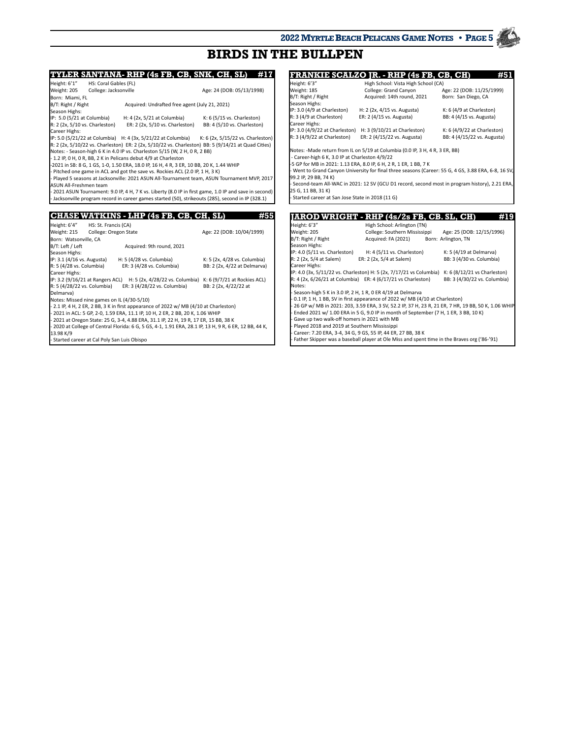# BIRDS IN THE BULLPEN

## TYLER SANTANA- RHP (4s FB, CB, SNK, CH, SL) #17

Height: 6'1" HS: Coral Gables (FL)
Weight: 205 College: Jacksonville Age: 24 (DOB: 05/13/1998)
Born: Miami, FL
B/T: Right / Right Acquired: Undrafted free agent (July 21, 2021)

Season Highs:
IP: 5.0 (5/21 at Columbia) H: 4 (2x, 5/21 at Columbia) K: 6 (5/15 vs. Charleston)
R: 2 (2x, 5/10 vs. Charleston) ER: 2 (2x, 5/10 vs. Charleston) BB: 4 (5/10 vs. Charleston)

Career Highs:
IP: 5.0 (5/21/22 at Columbia) H: 4 (3x, 5/21/22 at Columbia) K: 6 (2x, 5/15/22 vs. Charleston)
R: 2 (2x, 5/10/22 vs. Charleston) ER: 2 (2x, 5/10/22 vs. Charleston) BB: 5 (9/14/21 at Quad Cities)

Notes: - Season-high 6 K in 4.0 IP vs. Charleston 5/15 (W, 2 H, 0 R, 2 BB)
- 1.2 IP, 0 H, 0 R, BB, 2 K in Pelicans debut 4/9 at Charleston
-2021 in SB: 8 G, 1 GS, 1-0, 1.50 ERA, 18.0 IP, 16 H, 4 R, 3 ER, 10 BB, 20 K, 1.44 WHIP
- Pitched one game in ACL and got the save vs. Rockies ACL (2.0 IP, 1 H, 3 K)
- Played 5 seasons at Jacksonville: 2021 ASUN All-Tournament team, ASUN Tournament MVP, 2017 ASUN All-Freshmen team
- 2021 ASUN Tournament: 9.0 IP, 4 H, 7 K vs. Liberty (8.0 IP in first game, 1.0 IP and save in second)
- Jacksonville program record in career games started (50), strikeouts (285), second in IP (328.1)

## CHASE WATKINS - LHP (4s FB, CB, CH, SL) #55

Height: 6'4" HS: St. Francis (CA)
Weight: 215 College: Oregon State Age: 22 (DOB: 10/04/1999)
Born: Watsonville, CA
B/T: Left / Left Acquired: 9th round, 2021

Season Highs:
IP: 3.1 (4/16 vs. Augusta) H: 5 (4/28 vs. Columbia) K: 5 (2x, 4/28 vs. Columbia)
R: 5 (4/28 vs. Columbia) ER: 3 (4/28 vs. Columbia) BB: 2 (2x, 4/22 at Delmarva)

Career Highs:
IP: 3.2 (9/16/21 at Rangers ACL) H: 5 (2x, 4/28/22 vs. Columbia) K: 6 (9/7/21 at Rockies ACL)
R: 5 (4/28/22 vs. Columbia) ER: 3 (4/28/22 vs. Columbia) BB: 2 (2x, 4/22/22 at Delmarva)

Notes: Missed nine games on IL (4/30-5/10)
- 2.1 IP, 4 H, 2 ER, 2 BB, 3 K in first appearance of 2022 w/ MB (4/10 at Charleston)
- 2021 in ACL: 5 GP, 2-0, 1.59 ERA, 11.1 IP, 10 H, 2 ER, 2 BB, 20 K, 1.06 WHIP
- 2021 at Oregon State: 25 G, 3-4, 4.88 ERA, 31.1 IP, 22 H, 19 R, 17 ER, 15 BB, 38 K
- 2020 at College of Central Florida: 6 G, 5 GS, 4-1, 1.91 ERA, 28.1 IP, 13 H, 9 R, 6 ER, 12 BB, 44 K, 13.98 K/9
- Started career at Cal Poly San Luis Obispo

## FRANKIE SCALZO JR. - RHP (4s FB, CB, CH) #51

Height: 6'3" High School: Vista High School (CA)
Weight: 185 College: Grand Canyon Age: 22 (DOB: 11/25/1999)
B/T: Right / Right Acquired: 14th round, 2021 Born: San Diego, CA

Season Highs:
IP: 3.0 (4/9 at Charleston) H: 2 (2x, 4/15 vs. Augusta) K: 6 (4/9 at Charleston)
R: 3 (4/9 at Charleston) ER: 2 (4/15 vs. Augusta) BB: 4 (4/15 vs. Augusta)

Career Highs:
IP: 3.0 (4/9/22 at Charleston) H: 3 (9/10/21 at Charleston) K: 6 (4/9/22 at Charleston)
R: 3 (4/9/22 at Charleston) ER: 2 (4/15/22 vs. Augusta) BB: 4 (4/15/22 vs. Augusta)

Notes: -Made return from IL on 5/19 at Columbia (0.0 IP, 3 H, 4 R, 3 ER, BB)
- Career-high 6 K, 3.0 IP at Charleston 4/9/22
-5 GP for MB in 2021: 1.13 ERA, 8.0 IP, 6 H, 2 R, 1 ER, 1 BB, 7 K
- Went to Grand Canyon University for final three seasons (Career: 55 G, 4 GS, 3.88 ERA, 6-8, 16 SV, 99.2 IP, 29 BB, 74 K)
- Second-team All-WAC in 2021: 12 SV (GCU D1 record, second most in program history), 2.21 ERA, 25 G, 11 BB, 31 K)
- Started career at San Jose State in 2018 (11 G)

## JAROD WRIGHT - RHP (4s/2s FB, CB. SL, CH) #19

Height: 6'3" High School: Arlington (TN)
Weight: 205 College: Southern Mississippi Age: 25 (DOB: 12/15/1996)
B/T: Right / Right Acquired: FA (2021) Born: Arlington, TN

Season Highs:
IP: 4.0 (5/11 vs. Charleston) H: 4 (5/11 vs. Charleston) K: 5 (4/19 at Delmarva)
R: 2 (2x, 5/4 at Salem) ER: 2 (2x, 5/4 at Salem) BB: 3 (4/30 vs. Columbia)

Career Highs:
IP: 4.0 (3x, 5/11/22 vs. Charleston) H: 5 (2x, 7/17/21 vs. Columbia) K: 6 (8/12/21 vs Charleston)
R: 4 (2x, 6/26/21 at Columbia) ER: 4 (6/17/21 vs. Charleston) BB: 3 (4/30/22 vs. Columbia)

Notes:
- Season-high 5 K in 3.0 IP, 2 H, 1 R, 0 ER 4/19 at Delmarva
- 0.1 IP, 1 H, 1 BB, SV in first appearance of 2022 w/ MB (4/10 at Charleston)
- 26 GP w/ MB in 2021: 203, 3.59 ERA, 3 SV, 52.2 IP, 37 H, 23 R, 21 ER, 7 HR, 19 BB, 50 K, 1.06 WHIP
- Ended 2021 w/ 1.00 ERA in 5 G, 9.0 IP in month of September (7 H, 1 ER, 3 BB, 10 K)
- Gave up two walk-off homers in 2021 with MB
- Played 2018 and 2019 at Southern Mississippi
- Career: 7.20 ERA, 3-4, 34 G, 9 GS, 55 IP, 44 ER, 27 BB, 38 K
- Father Skipper was a baseball player at Ole Miss and spent time in the Braves org ('86-'91)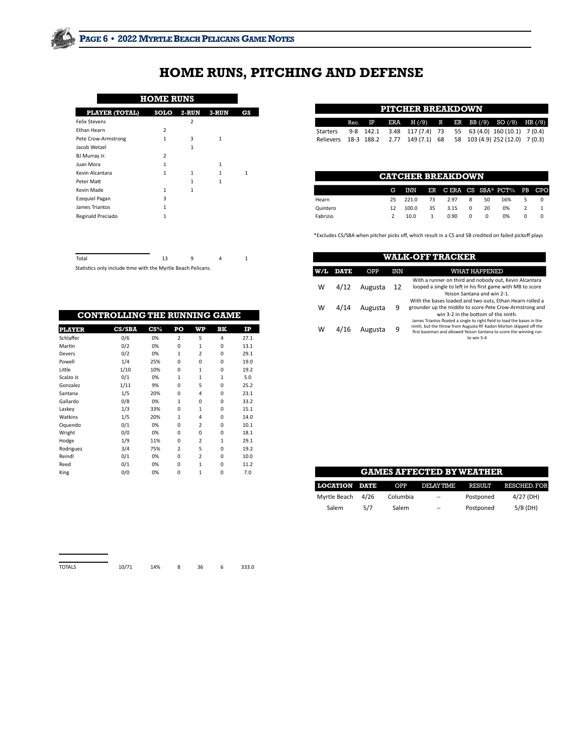# HOME RUNS, PITCHING AND DEFENSE

## HOME RUNS

| PLAYER (TOTAL) | SOLO | 2-RUN | 3-RUN | GS |
|---|---|---|---|---|
| Felix Stevens | | 2 | | |
| Ethan Hearn | 2 | | | |
| Pete Crow-Armstrong | 1 | 3 | 1 | |
| Jacob Wetzel | | 1 | | |
| BJ Murray Jr. | 2 | | | |
| Juan Mora | 1 | | 1 | |
| Kevin Alcantara | 1 | 1 | 1 | 1 |
| Peter Matt | | 1 | 1 | |
| Kevin Made | 1 | 1 | | |
| Ezequiel Pagan | 3 | | | |
| James Triantos | 1 | | | |
| Reginald Preciado | 1 | | | |
| Total | 13 | 9 | 4 | 1 |

Statistics only include time with the Myrtle Beach Pelicans.

## CONTROLLING THE RUNNING GAME

| PLAYER | CS/SBA | CS% | PO | WP | BK | IP |
|---|---|---|---|---|---|---|
| Schlaffer | 0/6 | 0% | 2 | 5 | 4 | 27.1 |
| Martin | 0/2 | 0% | 0 | 1 | 0 | 13.1 |
| Devers | 0/2 | 0% | 1 | 2 | 0 | 29.1 |
| Powell | 1/4 | 25% | 0 | 0 | 0 | 19.0 |
| Little | 1/10 | 10% | 0 | 1 | 0 | 19.2 |
| Scalzo Jr. | 0/1 | 0% | 1 | 1 | 1 | 5.0 |
| Gonzalez | 1/11 | 9% | 0 | 5 | 0 | 25.2 |
| Santana | 1/5 | 20% | 0 | 4 | 0 | 23.1 |
| Gallardo | 0/8 | 0% | 1 | 0 | 0 | 33.2 |
| Laskey | 1/3 | 33% | 0 | 1 | 0 | 15.1 |
| Watkins | 1/5 | 20% | 1 | 4 | 0 | 14.0 |
| Oquendo | 0/1 | 0% | 0 | 2 | 0 | 10.1 |
| Wright | 0/0 | 0% | 0 | 0 | 0 | 18.1 |
| Hodge | 1/9 | 11% | 0 | 2 | 1 | 29.1 |
| Rodriguez | 3/4 | 75% | 2 | 5 | 0 | 19.2 |
| Reindl | 0/1 | 0% | 0 | 2 | 0 | 10.0 |
| Reed | 0/1 | 0% | 0 | 1 | 0 | 11.2 |
| King | 0/0 | 0% | 0 | 1 | 0 | 7.0 |
| TOTALS | 10/71 | 14% | 8 | 36 | 6 | 333.0 |

## PITCHER BREAKDOWN

| | Rec. | IP | ERA | H (/9) | R | ER | BB (/9) | SO (/9) | HR (/9) |
|---|---|---|---|---|---|---|---|---|---|
| Starters | 9-8 | 142.1 | 3.48 | 117 (7.4) | 73 | 55 | 63 (4.0) | 160 (10.1) | 7 (0.4) |
| Relievers | 18-3 | 188.2 | 2.77 | 149 (7.1) | 68 | 58 | 103 (4.9) | 252 (12.0) | 7 (0.3) |

## CATCHER BREAKDOWN

| | G | INN | ER | C ERA | CS | SBA* | PCT% | PB | CPO |
|---|---|---|---|---|---|---|---|---|---|
| Hearn | 25 | 221.0 | 73 | 2.97 | 8 | 50 | 16% | 5 | 0 |
| Quintero | 12 | 100.0 | 35 | 3.15 | 0 | 20 | 0% | 2 | 1 |
| Fabrizio | 2 | 10.0 | 1 | 0.90 | 0 | 0 | 0% | 0 | 0 |

*Excludes CS/SBA when pitcher picks off, which result in a CS and SB credited on failed pickoff plays

## WALK-OFF TRACKER

| W/L | DATE | OPP | INN | WHAT HAPPENED |
|---|---|---|---|---|
| W | 4/12 | Augusta | 12 | With a runner on third and nobody out, Kevin Alcantara looped a single to left in his first game with MB to score Yeison Santana and win 2-1. |
| W | 4/14 | Augusta | 9 | With the bases loaded and two outs, Ethan Hearn rolled a grounder up the middle to score Pete Crow-Armstrong and win 3-2 in the bottom of the ninth. |
| W | 4/16 | Augusta | 9 | James Triantos floated a single to right field to load the bases in the ninth, but the throw from Augusta RF Kadon Morton skipped off the first baseman and allowed Yeison Santana to score the winning run to win 5-4 |

## GAMES AFFECTED BY WEATHER

| LOCATION | DATE | OPP | DELAY TIME | RESULT | RESCHED. FOR |
|---|---|---|---|---|---|
| Myrtle Beach | 4/26 | Columbia | -- | Postponed | 4/27 (DH) |
| Salem | 5/7 | Salem | -- | Postponed | 5/8 (DH) |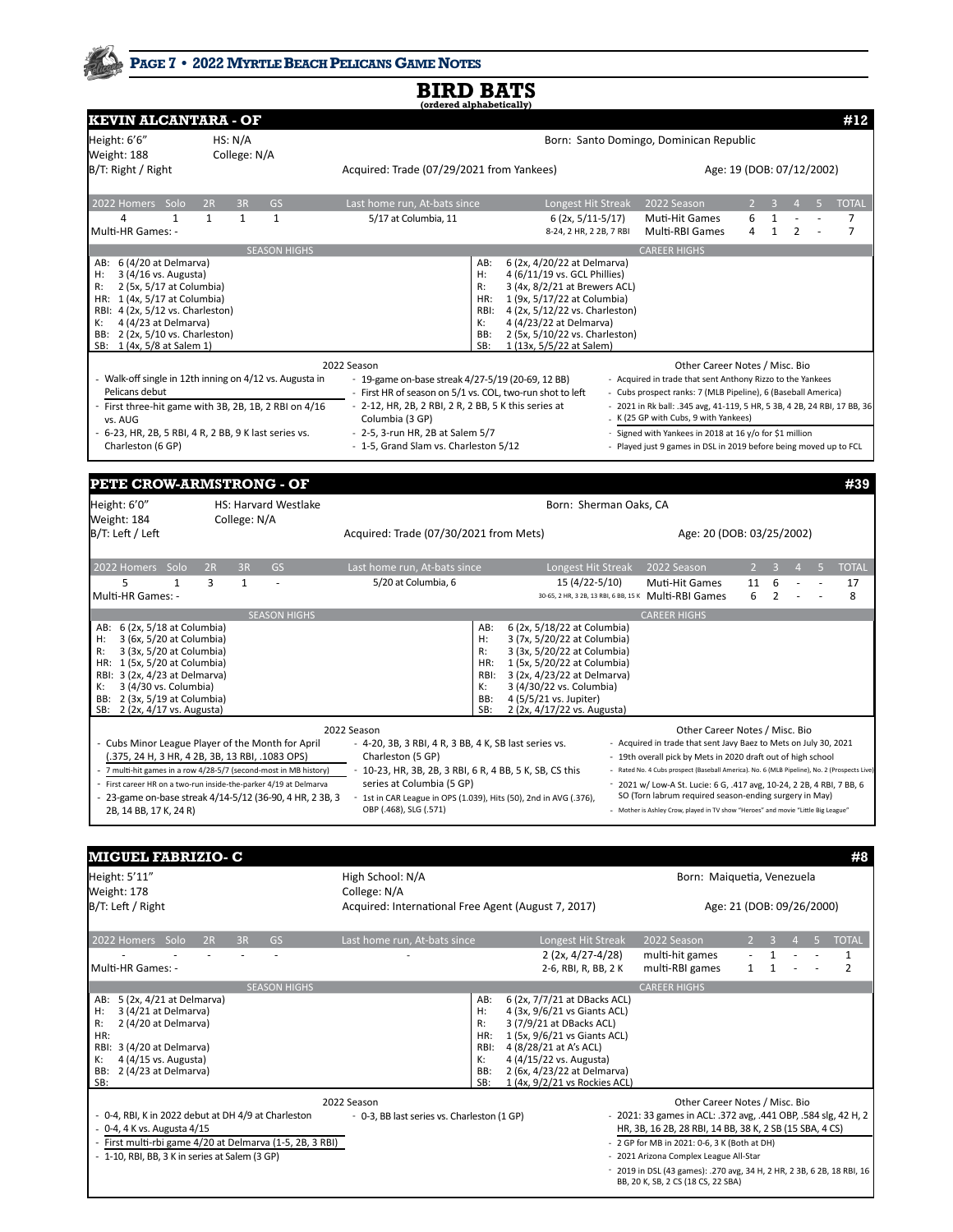# BIRD BATS

(ordered alphabetically)

## KEVIN ALCANTARA - OF #12

Height: 6'6" | HS: N/A | Born: Santo Domingo, Dominican Republic
Weight: 188 | College: N/A
B/T: Right / Right | Acquired: Trade (07/29/2021 from Yankees) | Age: 19 (DOB: 07/12/2002)

| 2022 Homers | Solo | 2R | 3R | GS | Last home run, At-bats since | Longest Hit Streak | 2022 Season | 2 | 3 | 4 | 5 | TOTAL |
|---|---|---|---|---|---|---|---|---|---|---|---|---|
| 4 | 1 | 1 | 1 | 1 | 5/17 at Columbia, 11 | 6 (2x, 5/11-5/17) | Muti-Hit Games | 6 | 1 | - | - | 7 |
| Multi-HR Games: - | | | | | | 8-24, 2 HR, 2 2B, 7 RBI | Multi-RBI Games | 4 | 1 | 2 | - | 7 |

| SEASON HIGHS | CAREER HIGHS |
|---|---|
| AB: 6 (4/20 at Delmarva) | AB: 6 (2x, 4/20/22 at Delmarva) |
| H: 3 (4/16 vs. Augusta) | H: 4 (6/11/19 vs. GCL Phillies) |
| R: 2 (5x, 5/17 at Columbia) | R: 3 (4x, 8/2/21 at Brewers ACL) |
| HR: 1 (4x, 5/17 at Columbia) | HR: 1 (9x, 5/17/22 at Columbia) |
| RBI: 4 (2x, 5/12 vs. Charleston) | RBI: 4 (2x, 5/12/22 vs. Charleston) |
| K: 4 (4/23 at Delmarva) | K: 4 (4/23/22 at Delmarva) |
| BB: 2 (2x, 5/10 vs. Charleston) | BB: 2 (5x, 5/10/22 vs. Charleston) |
| SB: 1 (4x, 5/8 at Salem 1) | SB: 1 (13x, 5/5/22 at Salem) |

**2022 Season**

- Walk-off single in 12th inning on 4/12 vs. Augusta in Pelicans debut
- First three-hit game with 3B, 2B, 1B, 2 RBI on 4/16 vs. AUG
- 6-23, HR, 2B, 5 RBI, 4 R, 2 BB, 9 K last series vs. Charleston (6 GP)
- 19-game on-base streak 4/27-5/19 (20-69, 12 BB)
- First HR of season on 5/1 vs. COL, two-run shot to left
- 2-12, HR, 2B, 2 RBI, 2 R, 2 BB, 5 K this series at Columbia (3 GP)
- 2-5, 3-run HR, 2B at Salem 5/7
- 1-5, Grand Slam vs. Charleston 5/12

**Other Career Notes / Misc. Bio**

- Acquired in trade that sent Anthony Rizzo to the Yankees
- Cubs prospect ranks: 7 (MLB Pipeline), 6 (Baseball America)
- 2021 in Rk ball: .345 avg, 41-119, 5 HR, 5 3B, 4 2B, 24 RBI, 17 BB, 36 K (25 GP with Cubs, 9 with Yankees)
- Signed with Yankees in 2018 at 16 y/o for $1 million
- Played just 9 games in DSL in 2019 before being moved up to FCL

## PETE CROW-ARMSTRONG - OF #39

Height: 6'0" | HS: Harvard Westlake | Born: Sherman Oaks, CA
Weight: 184 | College: N/A
B/T: Left / Left | Acquired: Trade (07/30/2021 from Mets) | Age: 20 (DOB: 03/25/2002)

| 2022 Homers | Solo | 2R | 3R | GS | Last home run, At-bats since | Longest Hit Streak | 2022 Season | 2 | 3 | 4 | 5 | TOTAL |
|---|---|---|---|---|---|---|---|---|---|---|---|---|
| 5 | 1 | 3 | 1 | - | 5/20 at Columbia, 6 | 15 (4/22-5/10) | Muti-Hit Games | 11 | 6 | - | - | 17 |
| Multi-HR Games: - | | | | | | 30-65, 2 HR, 3 2B, 13 RBI, 6 BB, 15 K | Multi-RBI Games | 6 | 2 | - | - | 8 |

| SEASON HIGHS | CAREER HIGHS |
|---|---|
| AB: 6 (2x, 5/18 at Columbia) | AB: 6 (2x, 5/18/22 at Columbia) |
| H: 3 (6x, 5/20 at Columbia) | H: 3 (7x, 5/20/22 at Columbia) |
| R: 3 (3x, 5/20 at Columbia) | R: 3 (3x, 5/20/22 at Columbia) |
| HR: 1 (5x, 5/20 at Columbia) | HR: 1 (5x, 5/20/22 at Columbia) |
| RBI: 3 (2x, 4/23 at Delmarva) | RBI: 3 (2x, 4/23/22 at Delmarva) |
| K: 3 (4/30 vs. Columbia) | K: 3 (4/30/22 vs. Columbia) |
| BB: 2 (3x, 5/19 at Columbia) | BB: 4 (5/5/21 vs. Jupiter) |
| SB: 2 (2x, 4/17 vs. Augusta) | SB: 2 (2x, 4/17/22 vs. Augusta) |

**2022 Season**

- Cubs Minor League Player of the Month for April (.375, 24 H, 3 HR, 4 2B, 3B, 13 RBI, .1083 OPS)
- 7 multi-hit games in a row 4/28-5/7 (second-most in MB history)
- First career HR on a two-run inside-the-parker 4/19 at Delmarva
- 23-game on-base streak 4/14-5/12 (36-90, 4 HR, 2 3B, 3 2B, 14 BB, 17 K, 24 R)
- 4-20, 3B, 3 RBI, 4 R, 3 BB, 4 K, SB last series vs. Charleston (5 GP)
- 10-23, HR, 3B, 2B, 3 RBI, 6 R, 4 BB, 5 K, SB, CS this series at Columbia (5 GP)
- 1st in CAR League in OPS (1.039), Hits (50), 2nd in AVG (.376), OBP (.468), SLG (.571)

**Other Career Notes / Misc. Bio**

- Acquired in trade that sent Javy Baez to Mets on July 30, 2021
- 19th overall pick by Mets in 2020 draft out of high school
- Rated No. 4 Cubs prospect (Baseball America). No. 6 (MLB Pipeline), No. 2 (Prospects Live)
- 2021 w/ Low-A St. Lucie: 6 G, .417 avg, 10-24, 2 2B, 4 RBI, 7 BB, 6 SO (Torn labrum required season-ending surgery in May)
- Mother is Ashley Crow, played in TV show "Heroes" and movie "Little Big League"

## MIGUEL FABRIZIO- C #8

Height: 5'11" | High School: N/A | Born: Maiquetia, Venezuela
Weight: 178 | College: N/A
B/T: Left / Right | Acquired: International Free Agent (August 7, 2017) | Age: 21 (DOB: 09/26/2000)

| 2022 Homers | Solo | 2R | 3R | GS | Last home run, At-bats since | Longest Hit Streak | 2022 Season | 2 | 3 | 4 | 5 | TOTAL |
|---|---|---|---|---|---|---|---|---|---|---|---|---|
| - | - | - | - | - | - | 2 (2x, 4/27-4/28) | multi-hit games | - | 1 | - | - | 1 |
| Multi-HR Games: - | | | | | | 2-6, RBI, R, BB, 2 K | multi-RBI games | 1 | 1 | - | - | 2 |

| SEASON HIGHS | CAREER HIGHS |
|---|---|
| AB: 5 (2x, 4/21 at Delmarva) | AB: 6 (2x, 7/7/21 at DBacks ACL) |
| H: 3 (4/21 at Delmarva) | H: 4 (3x, 9/6/21 vs Giants ACL) |
| R: 2 (4/20 at Delmarva) | R: 3 (7/9/21 at DBacks ACL) |
| HR: | HR: 1 (5x, 9/6/21 vs Giants ACL) |
| RBI: 3 (4/20 at Delmarva) | RBI: 4 (8/28/21 at A's ACL) |
| K: 4 (4/15 vs. Augusta) | K: 4 (4/15/22 vs. Augusta) |
| BB: 2 (4/23 at Delmarva) | BB: 2 (6x, 4/23/22 at Delmarva) |
| SB: | SB: 1 (4x, 9/2/21 vs Rockies ACL) |

**2022 Season**

- 0-4, RBI, K in 2022 debut at DH 4/9 at Charleston
- 0-4, 4 K vs. Augusta 4/15
- First multi-rbi game 4/20 at Delmarva (1-5, 2B, 3 RBI)
- 1-10, RBI, BB, 3 K in series at Salem (3 GP)
- 0-3, BB last series vs. Charleston (1 GP)

**Other Career Notes / Misc. Bio**

- 2021: 33 games in ACL: .372 avg, .441 OBP, .584 slg, 42 H, 2 HR, 3B, 16 2B, 28 RBI, 14 BB, 38 K, 2 SB (15 SBA, 4 CS)
- 2 GP for MB in 2021: 0-6, 3 K (Both at DH)
- 2021 Arizona Complex League All-Star
- 2019 in DSL (43 games): .270 avg, 34 H, 2 HR, 2 3B, 6 2B, 18 RBI, 16 BB, 20 K, SB, 2 CS (18 CS, 22 SBA)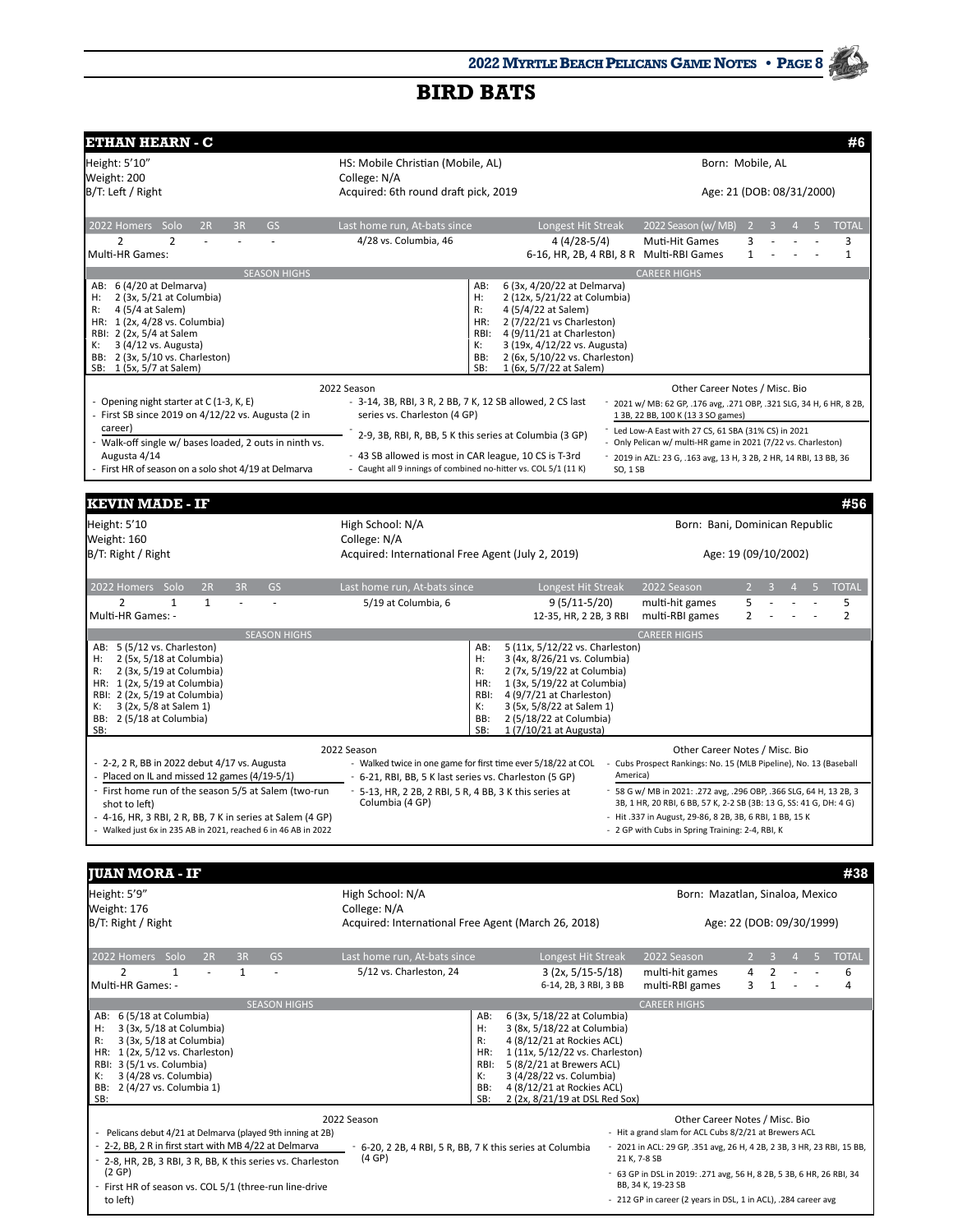# BIRD BATS

## ETHAN HEARN - C  #6

Height: 5'10"
Weight: 200
B/T: Left / Right

HS: Mobile Christian (Mobile, AL)
College: N/A
Acquired: 6th round draft pick, 2019

Born: Mobile, AL
Age: 21 (DOB: 08/31/2000)

| 2022 Homers | Solo | 2R | 3R | GS | Last home run, At-bats since | Longest Hit Streak | 2022 Season (w/ MB) | 2 | 3 | 4 | 5 | TOTAL |
|---|---|---|---|---|---|---|---|---|---|---|---|---|
| 2 | 2 | - | - | - | 4/28 vs. Columbia, 46 | 4 (4/28-5/4) | Muti-Hit Games | 3 | - | - | - | 3 |
| Multi-HR Games: | | | | | | 6-16, HR, 2B, 4 RBI, 8 R | Multi-RBI Games | 1 | - | - | - | 1 |

| SEASON HIGHS | CAREER HIGHS |
|---|---|
| AB: 6 (4/20 at Delmarva) | AB: 6 (3x, 4/20/22 at Delmarva) |
| H: 2 (3x, 5/21 at Columbia) | H: 2 (12x, 5/21/22 at Columbia) |
| R: 4 (5/4 at Salem) | R: 4 (5/4/22 at Salem) |
| HR: 1 (2x, 4/28 vs. Columbia) | HR: 2 (7/22/21 vs Charleston) |
| RBI: 2 (2x, 5/4 at Salem | RBI: 4 (9/11/21 at Charleston) |
| K: 3 (4/12 vs. Augusta) | K: 3 (19x, 4/12/22 vs. Augusta) |
| BB: 2 (3x, 5/10 vs. Charleston) | BB: 2 (6x, 5/10/22 vs. Charleston) |
| SB: 1 (5x, 5/7 at Salem) | SB: 1 (6x, 5/7/22 at Salem) |

**2022 Season**

- Opening night starter at C (1-3, K, E)
- First SB since 2019 on 4/12/22 vs. Augusta (2 in career)
- Walk-off single w/ bases loaded, 2 outs in ninth vs. Augusta 4/14
- First HR of season on a solo shot 4/19 at Delmarva
- 3-14, 3B, RBI, 3 R, 2 BB, 7 K, 12 SB allowed, 2 CS last series vs. Charleston (4 GP)
- 2-9, 3B, RBI, R, BB, 5 K this series at Columbia (3 GP)
- 43 SB allowed is most in CAR league, 10 CS is T-3rd
- Caught all 9 innings of combined no-hitter vs. COL 5/1 (11 K)

**Other Career Notes / Misc. Bio**

- 2021 w/ MB: 62 GP, .176 avg, .271 OBP, .321 SLG, 34 H, 6 HR, 8 2B, 1 3B, 22 BB, 100 K (13 3 SO games)
- Led Low-A East with 27 CS, 61 SBA (31% CS) in 2021
- Only Pelican w/ multi-HR game in 2021 (7/22 vs. Charleston)
- 2019 in AZL: 23 G, .163 avg, 13 H, 3 2B, 2 HR, 14 RBI, 13 BB, 36 SO, 1 SB

## KEVIN MADE - IF  #56

Height: 5'10
Weight: 160
B/T: Right / Right

High School: N/A
College: N/A
Acquired: International Free Agent (July 2, 2019)

Born: Bani, Dominican Republic
Age: 19 (09/10/2002)

| 2022 Homers | Solo | 2R | 3R | GS | Last home run, At-bats since | Longest Hit Streak | 2022 Season | 2 | 3 | 4 | 5 | TOTAL |
|---|---|---|---|---|---|---|---|---|---|---|---|---|
| 2 | 1 | 1 | - | - | 5/19 at Columbia, 6 | 9 (5/11-5/20) | multi-hit games | 5 | - | - | - | 5 |
| Multi-HR Games: - | | | | | | 12-35, HR, 2 2B, 3 RBI | multi-RBI games | 2 | - | - | - | 2 |

| SEASON HIGHS | CAREER HIGHS |
|---|---|
| AB: 5 (5/12 vs. Charleston) | AB: 5 (11x, 5/12/22 vs. Charleston) |
| H: 2 (5x, 5/18 at Columbia) | H: 3 (4x, 8/26/21 vs. Columbia) |
| R: 2 (3x, 5/19 at Columbia) | R: 2 (7x, 5/19/22 at Columbia) |
| HR: 1 (2x, 5/19 at Columbia) | HR: 1 (3x, 5/19/22 at Columbia) |
| RBI: 2 (2x, 5/19 at Columbia) | RBI: 4 (9/7/21 at Charleston) |
| K: 3 (2x, 5/8 at Salem 1) | K: 3 (5x, 5/8/22 at Salem 1) |
| BB: 2 (5/18 at Columbia) | BB: 2 (5/18/22 at Columbia) |
| SB: | SB: 1 (7/10/21 at Augusta) |

**2022 Season**

- 2-2, 2 R, BB in 2022 debut 4/17 vs. Augusta
- Placed on IL and missed 12 games (4/19-5/1)
- First home run of the season 5/5 at Salem (two-run shot to left)
- 4-16, HR, 3 RBI, 2 R, BB, 7 K in series at Salem (4 GP)
- Walked just 6x in 235 AB in 2021, reached 6 in 46 AB in 2022
- Walked twice in one game for first time ever 5/18/22 at COL
- 6-21, RBI, BB, 5 K last series vs. Charleston (5 GP)
- 5-13, HR, 2 2B, 2 RBI, 5 R, 4 BB, 3 K this series at Columbia (4 GP)

**Other Career Notes / Misc. Bio**

- Cubs Prospect Rankings: No. 15 (MLB Pipeline), No. 13 (Baseball America)
- 58 G w/ MB in 2021: .272 avg, .296 OBP, .366 SLG, 64 H, 13 2B, 3 3B, 1 HR, 20 RBI, 6 BB, 57 K, 2-2 SB (3B: 13 G, SS: 41 G, DH: 4 G)
- Hit .337 in August, 29-86, 8 2B, 3B, 6 RBI, 1 BB, 15 K
- 2 GP with Cubs in Spring Training: 2-4, RBI, K

## JUAN MORA - IF  #38

Height: 5'9"
Weight: 176
B/T: Right / Right

High School: N/A
College: N/A
Acquired: International Free Agent (March 26, 2018)

Born: Mazatlan, Sinaloa, Mexico
Age: 22 (DOB: 09/30/1999)

| 2022 Homers | Solo | 2R | 3R | GS | Last home run, At-bats since | Longest Hit Streak | 2022 Season | 2 | 3 | 4 | 5 | TOTAL |
|---|---|---|---|---|---|---|---|---|---|---|---|---|
| 2 | 1 | - | 1 | - | 5/12 vs. Charleston, 24 | 3 (2x, 5/15-5/18) | multi-hit games | 4 | 2 | - | - | 6 |
| Multi-HR Games: - | | | | | | 6-14, 2B, 3 RBI, 3 BB | multi-RBI games | 3 | 1 | - | - | 4 |

| SEASON HIGHS | CAREER HIGHS |
|---|---|
| AB: 6 (5/18 at Columbia) | AB: 6 (3x, 5/18/22 at Columbia) |
| H: 3 (3x, 5/18 at Columbia) | H: 3 (8x, 5/18/22 at Columbia) |
| R: 3 (3x, 5/18 at Columbia) | R: 4 (8/12/21 at Rockies ACL) |
| HR: 1 (2x, 5/12 vs. Charleston) | HR: 1 (11x, 5/12/22 vs. Charleston) |
| RBI: 3 (5/1 vs. Columbia) | RBI: 5 (8/2/21 at Brewers ACL) |
| K: 3 (4/28 vs. Columbia) | K: 3 (4/28/22 vs. Columbia) |
| BB: 2 (4/27 vs. Columbia 1) | BB: 4 (8/12/21 at Rockies ACL) |
| SB: | SB: 2 (2x, 8/21/19 at DSL Red Sox) |

**2022 Season**

- Pelicans debut 4/21 at Delmarva (played 9th inning at 2B)
- 2-2, BB, 2 R in first start with MB 4/22 at Delmarva
- 2-8, HR, 2B, 3 RBI, 3 R, BB, K this series vs. Charleston (2 GP)
- First HR of season vs. COL 5/1 (three-run line-drive to left)
- 6-20, 2 2B, 4 RBI, 5 R, BB, 7 K this series at Columbia (4 GP)

**Other Career Notes / Misc. Bio**

- Hit a grand slam for ACL Cubs 8/2/21 at Brewers ACL
- 2021 in ACL: 29 GP, .351 avg, 26 H, 4 2B, 2 3B, 3 HR, 23 RBI, 15 BB, 21 K, 7-8 SB
- 63 GP in DSL in 2019: .271 avg, 56 H, 8 2B, 5 3B, 6 HR, 26 RBI, 34 BB, 34 K, 19-23 SB
- 212 GP in career (2 years in DSL, 1 in ACL), .284 career avg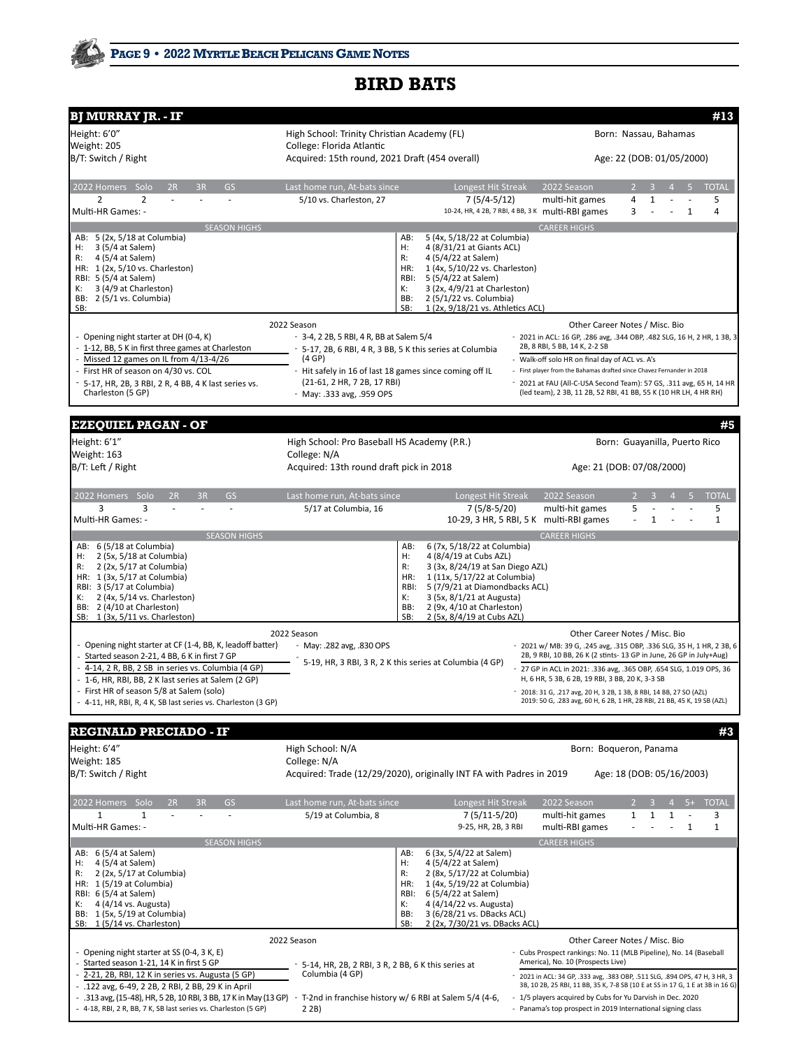# BIRD BATS

## BJ MURRAY JR. - IF #13

Height: 6'0"
Weight: 205
B/T: Switch / Right

High School: Trinity Christian Academy (FL)
College: Florida Atlantic
Acquired: 15th round, 2021 Draft (454 overall)

Born: Nassau, Bahamas
Age: 22 (DOB: 01/05/2000)

| 2022 Homers | Solo | 2R | 3R | GS | Last home run, At-bats since | Longest Hit Streak | 2022 Season | 2 | 3 | 4 | 5 | TOTAL |
|---|---|---|---|---|---|---|---|---|---|---|---|---|
| 2 | 2 | - | - | - | 5/10 vs. Charleston, 27 | 7 (5/4-5/12) | multi-hit games | 4 | 1 | - | - | 5 |
| Multi-HR Games: - | | | | | | 10-24, HR, 4 2B, 7 RBI, 4 BB, 3 K | multi-RBI games | 3 | - | - | 1 | 4 |

| SEASON HIGHS | CAREER HIGHS |
|---|---|
| AB: 5 (2x, 5/18 at Columbia) | AB: 5 (4x, 5/18/22 at Columbia) |
| H: 3 (5/4 at Salem) | H: 4 (8/31/21 at Giants ACL) |
| R: 4 (5/4 at Salem) | R: 4 (5/4/22 at Salem) |
| HR: 1 (2x, 5/10 vs. Charleston) | HR: 1 (4x, 5/10/22 vs. Charleston) |
| RBI: 5 (5/4 at Salem) | RBI: 5 (5/4/22 at Salem) |
| K: 3 (4/9 at Charleston) | K: 3 (2x, 4/9/21 at Charleston) |
| BB: 2 (5/1 vs. Columbia) | BB: 2 (5/1/22 vs. Columbia) |
| SB: | SB: 1 (2x, 9/18/21 vs. Athletics ACL) |

**2022 Season**

- Opening night starter at DH (0-4, K)
- 1-12, BB, 5 K in first three games at Charleston
- Missed 12 games on IL from 4/13-4/26
- First HR of season on 4/30 vs. COL
- 5-17, HR, 2B, 3 RBI, 2 R, 4 BB, 4 K last series vs. Charleston (5 GP)
- 3-4, 2 2B, 5 RBI, 4 R, BB at Salem 5/4
- 5-17, 2B, 6 RBI, 4 R, 3 BB, 5 K this series at Columbia (4 GP)
- Hit safely in 16 of last 18 games since coming off IL (21-61, 2 HR, 7 2B, 17 RBI)
- May: .333 avg, .959 OPS

**Other Career Notes / Misc. Bio**

- 2021 in ACL: 16 GP, .286 avg, .344 OBP, .482 SLG, 16 H, 2 HR, 1 3B, 3 2B, 8 RBI, 5 BB, 14 K, 2-2 SB
- Walk-off solo HR on final day of ACL vs. A's
- First player from the Bahamas drafted since Chavez Fernander in 2018
- 2021 at FAU (All-C-USA Second Team): 57 GS, .311 avg, 65 H, 14 HR (led team), 2 3B, 11 2B, 52 RBI, 41 BB, 55 K (10 HR LH, 4 HR RH)

## EZEQUIEL PAGAN - OF #5

Height: 6'1"
Weight: 163
B/T: Left / Right

High School: Pro Baseball HS Academy (P.R.)
College: N/A
Acquired: 13th round draft pick in 2018

Born: Guayanilla, Puerto Rico
Age: 21 (DOB: 07/08/2000)

| 2022 Homers | Solo | 2R | 3R | GS | Last home run, At-bats since | Longest Hit Streak | 2022 Season | 2 | 3 | 4 | 5 | TOTAL |
|---|---|---|---|---|---|---|---|---|---|---|---|---|
| 3 | 3 | - | - | - | 5/17 at Columbia, 16 | 7 (5/8-5/20) | multi-hit games | 5 | - | - | - | 5 |
| Multi-HR Games: - | | | | | | 10-29, 3 HR, 5 RBI, 5 K | multi-RBI games | - | 1 | - | - | 1 |

| SEASON HIGHS | CAREER HIGHS |
|---|---|
| AB: 6 (5/18 at Columbia) | AB: 6 (7x, 5/18/22 at Columbia) |
| H: 2 (5x, 5/18 at Columbia) | H: 4 (8/4/19 at Cubs AZL) |
| R: 2 (2x, 5/17 at Columbia) | R: 3 (3x, 8/24/19 at San Diego AZL) |
| HR: 1 (3x, 5/17 at Columbia) | HR: 1 (11x, 5/17/22 at Columbia) |
| RBI: 3 (5/17 at Columbia) | RBI: 5 (7/9/21 at Diamondbacks ACL) |
| K: 2 (4x, 5/14 vs. Charleston) | K: 3 (5x, 8/1/21 at Augusta) |
| BB: 2 (4/10 at Charleston) | BB: 2 (9x, 4/10 at Charleston) |
| SB: 1 (3x, 5/11 vs. Charleston) | SB: 2 (5x, 8/4/19 at Cubs AZL) |

**2022 Season**

- Opening night starter at CF (1-4, BB, K, leadoff batter)
- Started season 2-21, 4 BB, 6 K in first 7 GP
- 4-14, 2 R, BB, 2 SB in series vs. Columbia (4 GP)
- 1-6, HR, RBI, BB, 2 K last series at Salem (2 GP)
- First HR of season 5/8 at Salem (solo)
- 4-11, HR, RBI, R, 4 K, SB last series vs. Charleston (3 GP)
- May: .282 avg, .830 OPS
- 5-19, HR, 3 RBI, 3 R, 2 K this series at Columbia (4 GP)

**Other Career Notes / Misc. Bio**

- 2021 w/ MB: 39 G, .245 avg, .315 OBP, .336 SLG, 35 H, 1 HR, 2 3B, 6 2B, 9 RBI, 10 BB, 26 K (2 stints- 13 GP in June, 26 GP in July+Aug)
- 27 GP in ACL in 2021: .336 avg, .365 OBP, .654 SLG, 1.019 OPS, 36 H, 6 HR, 5 3B, 6 2B, 19 RBI, 3 BB, 20 K, 3-3 SB
- 2018: 31 G, .217 avg, 20 H, 3 2B, 1 3B, 8 RBI, 14 BB, 27 SO (AZL)
  2019: 50 G, .283 avg, 60 H, 6 2B, 1 HR, 28 RBI, 21 BB, 45 K, 19 SB (AZL)

## REGINALD PRECIADO - IF #3

Height: 6'4"
Weight: 185
B/T: Switch / Right

High School: N/A
College: N/A
Acquired: Trade (12/29/2020), originally INT FA with Padres in 2019

Born: Boqueron, Panama
Age: 18 (DOB: 05/16/2003)

| 2022 Homers | Solo | 2R | 3R | GS | Last home run, At-bats since | Longest Hit Streak | 2022 Season | 2 | 3 | 4 | 5+ | TOTAL |
|---|---|---|---|---|---|---|---|---|---|---|---|---|
| 1 | 1 | - | - | - | 5/19 at Columbia, 8 | 7 (5/11-5/20) | multi-hit games | 1 | 1 | 1 | - | 3 |
| Multi-HR Games: - | | | | | | 9-25, HR, 2B, 3 RBI | multi-RBI games | - | - | - | 1 | 1 |

| SEASON HIGHS | CAREER HIGHS |
|---|---|
| AB: 6 (5/4 at Salem) | AB: 6 (3x, 5/4/22 at Salem) |
| H: 4 (5/4 at Salem) | H: 4 (5/4/22 at Salem) |
| R: 2 (2x, 5/17 at Columbia) | R: 2 (8x, 5/17/22 at Columbia) |
| HR: 1 (5/19 at Columbia) | HR: 1 (4x, 5/19/22 at Columbia) |
| RBI: 6 (5/4 at Salem) | RBI: 6 (5/4/22 at Salem) |
| K: 4 (4/14 vs. Augusta) | K: 4 (4/14/22 vs. Augusta) |
| BB: 1 (5x, 5/19 at Columbia) | BB: 3 (6/28/21 vs. DBacks ACL) |
| SB: 1 (5/14 vs. Charleston) | SB: 2 (2x, 7/30/21 vs. DBacks ACL) |

**2022 Season**

- Opening night starter at SS (0-4, 3 K, E)
- Started season 1-21, 14 K in first 5 GP
- 2-21, 2B, RBI, 12 K in series vs. Augusta (5 GP)
- .122 avg, 6-49, 2 2B, 2 RBI, 2 BB, 29 K in April
- .313 avg, (15-48), HR, 5 2B, 10 RBI, 3 BB, 17 K in May (13 GP)
- 4-18, RBI, 2 R, BB, 7 K, SB last series vs. Charleston (5 GP)
- 5-14, HR, 2B, 2 RBI, 3 R, 2 BB, 6 K this series at Columbia (4 GP)
- T-2nd in franchise history w/ 6 RBI at Salem 5/4 (4-6, 2 2B)

**Other Career Notes / Misc. Bio**

- Cubs Prospect rankings: No. 11 (MLB Pipeline), No. 14 (Baseball America), No. 10 (Prospects Live)
- 2021 in ACL: 34 GP, .333 avg, .383 OBP, .511 SLG, .894 OPS, 47 H, 3 3B, 10 2B, 25 RBI, 11 BB, 35 K, 7-8 SB (10 E at SS in 17 G, 1 E at 3B in 16 G)
- 1/5 players acquired by Cubs for Yu Darvish in Dec. 2020
- Panama's top prospect in 2019 International signing class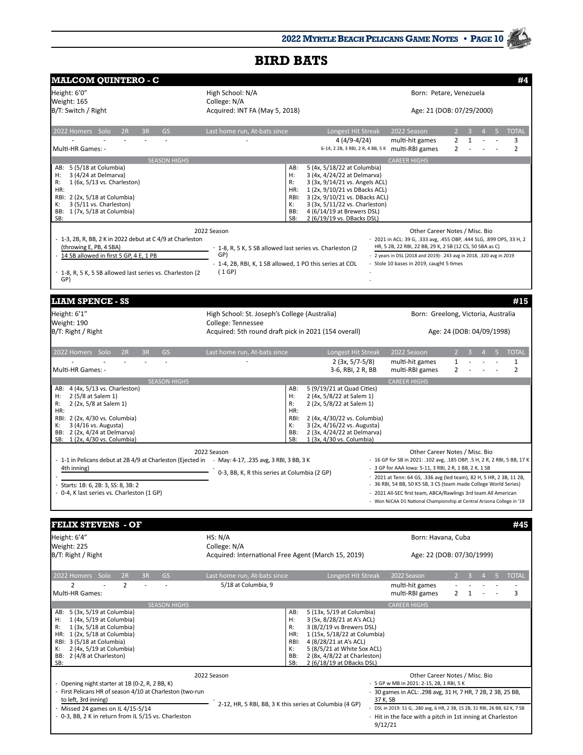# BIRD BATS

## MALCOM QUINTERO - C — #4

Height: 6'0"
Weight: 165
B/T: Switch / Right

High School: N/A
College: N/A
Acquired: INT FA (May 5, 2018)

Born: Petare, Venezuela
Age: 21 (DOB: 07/29/2000)

| 2022 Homers | Solo | 2R | 3R | GS | Last home run, At-bats since | Longest Hit Streak |
|---|---|---|---|---|---|---|
| - | - | - | - | - | - | 4 (4/9-4/24) |
| Multi-HR Games: - | | | | | | 6-14, 2 2B, 3 RBI, 2 R, 4 BB, 5 K |

| 2022 Season | 2 | 3 | 4 | 5 | TOTAL |
|---|---|---|---|---|---|
| multi-hit games | 2 | 1 | - | - | 3 |
| multi-RBI games | 2 | - | - | - | 2 |

| SEASON HIGHS | CAREER HIGHS |
|---|---|
| AB: 5 (5/18 at Columbia) | AB: 5 (4x, 5/18/22 at Columbia) |
| H: 3 (4/24 at Delmarva) | H: 3 (4x, 4/24/22 at Delmarva) |
| R: 1 (6x, 5/13 vs. Charleston) | R: 3 (3x, 9/14/21 vs. Angels ACL) |
| HR: | HR: 1 (2x, 9/10/21 vs DBacks ACL) |
| RBI: 2 (2x, 5/18 at Columbia) | RBI: 3 (2x, 9/10/21 vs. DBacks ACL) |
| K: 3 (5/11 vs. Charleston) | K: 3 (3x, 5/11/22 vs. Charleston) |
| BB: 1 (7x, 5/18 at Columbia) | BB: 4 (6/14/19 at Brewers DSL) |
| SB: | SB: 2 (6/19/19 vs. DBacks DSL) |

**2022 Season**

- 1-3, 2B, R, BB, 2 K in 2022 debut at C 4/9 at Charleston (throwing E, PB, 4 SBA)
- 14 SB allowed in first 5 GP, 4 E, 1 PB
- 1-8, R, 5 K, 5 SB allowed last series vs. Charleston (2 GP)
- 1-8, R, 5 K, 5 SB allowed last series vs. Charleston (2 GP)
- 1-4, 2B, RBI, K, 1 SB allowed, 1 PO this series at COL (1 GP)

**Other Career Notes / Misc. Bio**

- 2021 in ACL: 39 G, .333 avg, .455 OBP, .444 SLG, .899 OPS, 33 H, 2 HR, 5 2B, 22 RBI, 22 BB, 29 K, 2 SB (12 CS, 50 SBA as C)
- 2 years in DSL (2018 and 2019)- .243 avg in 2018, .320 avg in 2019
- Stole 10 bases in 2019, caught 5 times

## LIAM SPENCE - SS — #15

Height: 6'1"
Weight: 190
B/T: Right / Right

High School: St. Joseph's College (Australia)
College: Tennessee
Acquired: 5th round draft pick in 2021 (154 overall)

Born: Greelong, Victoria, Australia
Age: 24 (DOB: 04/09/1998)

| 2022 Homers | Solo | 2R | 3R | GS | Last home run, At-bats since | Longest Hit Streak |
|---|---|---|---|---|---|---|
| - | - | - | - | - | - | 2 (3x, 5/7-5/8) |
| Multi-HR Games: - | | | | | | 3-6, RBI, 2 R, BB |

| 2022 Season | 2 | 3 | 4 | 5 | TOTAL |
|---|---|---|---|---|---|
| multi-hit games | 1 | - | - | - | 1 |
| multi-RBI games | 2 | - | - | - | 2 |

| SEASON HIGHS | CAREER HIGHS |
|---|---|
| AB: 4 (4x, 5/13 vs. Charleston) | AB: 5 (9/19/21 at Quad Cities) |
| H: 2 (5/8 at Salem 1) | H: 2 (4x, 5/8/22 at Salem 1) |
| R: 2 (2x, 5/8 at Salem 1) | R: 2 (2x, 5/8/22 at Salem 1) |
| HR: | HR: |
| RBI: 2 (2x, 4/30 vs. Columbia) | RBI: 2 (4x, 4/30/22 vs. Columbia) |
| K: 3 (4/16 vs. Augusta) | K: 3 (2x, 4/16/22 vs. Augusta) |
| BB: 2 (2x, 4/24 at Delmarva) | BB: 2 (3x, 4/24/22 at Delmarva) |
| SB: 1 (2x, 4/30 vs. Columbia) | SB: 1 (3x, 4/30 vs. Columbia) |

**2022 Season**

- 1-1 in Pelicans debut at 2B 4/9 at Charleston (Ejected in 4th inning)
- 
- Starts: 1B: 6, 2B: 3, SS: 8, 3B: 2
- 0-4, K last series vs. Charleston (1 GP)
- May: 4-17, .235 avg, 3 RBI, 3 BB, 3 K
- 0-3, BB, K, R this series at Columbia (2 GP)

**Other Career Notes / Misc. Bio**

- 16 GP for SB in 2021: .102 avg, .185 OBP, .5 H, 2 R, 2 RBI, 5 BB, 17 K
- 3 GP for AAA Iowa: 5-11, 3 RBI, 2 R, 1 BB, 2 K, 1 SB
- 2021 at Tenn: 64 GS, .336 avg (led team), 82 H, 5 HR, 2 3B, 11 2B, 36 RBI, 54 BB, 50 K5 SB, 3 CS (team made College World Series)
- 2021 All-SEC first team, ABCA/Rawlings 3rd team All American
- Won NJCAA D1 National Championship at Central Arizona College in '19

## FELIX STEVENS - OF — #45

Height: 6'4"
Weight: 225
B/T: Right / Right

HS: N/A
College: N/A
Acquired: International Free Agent (March 15, 2019)

Born: Havana, Cuba
Age: 22 (DOB: 07/30/1999)

| 2022 Homers | Solo | 2R | 3R | GS | Last home run, At-bats since | Longest Hit Streak |
|---|---|---|---|---|---|---|
| 2 | - | 2 | - | - | 5/18 at Columbia, 9 | |
| Multi-HR Games: | | | | | | |

| 2022 Season | 2 | 3 | 4 | 5 | TOTAL |
|---|---|---|---|---|---|
| multi-hit games | - | - | - | - | - |
| multi-RBI games | 2 | 1 | - | - | 3 |

| SEASON HIGHS | CAREER HIGHS |
|---|---|
| AB: 5 (3x, 5/19 at Columbia) | AB: 5 (13x, 5/19 at Columbia) |
| H: 1 (4x, 5/19 at Columbia) | H: 3 (5x, 8/28/21 at A's ACL) |
| R: 1 (3x, 5/18 at Columbia) | R: 3 (8/2/19 vs Brewers DSL) |
| HR: 1 (2x, 5/18 at Columbia) | HR: 1 (15x, 5/18/22 at Columbia) |
| RBI: 3 (5/18 at Columbia) | RBI: 4 (8/28/21 at A's ACL) |
| K: 2 (4x, 5/19 at Columbia) | K: 5 (8/5/21 at White Sox ACL) |
| BB: 2 (4/8 at Charleston) | BB: 2 (8x, 4/8/22 at Charleston) |
| SB: | SB: 2 (6/18/19 at DBacks DSL) |

**2022 Season**

- Opening night starter at 1B (0-2, R, 2 BB, K)
- First Pelicans HR of season 4/10 at Charleston (two-run to left, 3rd inning)
- Missed 24 games on IL 4/15-5/14
- 0-3, BB, 2 K in return from IL 5/15 vs. Charleston
- 2-12, HR, 5 RBI, BB, 3 K this series at Columbia (4 GP)

**Other Career Notes / Misc. Bio**

- 5 GP w MB in 2021: 2-15, 2B, 1 RBI, 5 K
- 30 games in ACL: .298 avg, 31 H, 7 HR, 7 2B, 2 3B, 25 BB, 37 K, SB
- DSL in 2019: 51 G, .280 avg, 6 HR, 2 3B, 15 2B, 31 RBI, 26 BB, 62 K, 7 SB
- Hit in the face with a pitch in 1st inning at Charleston 9/12/21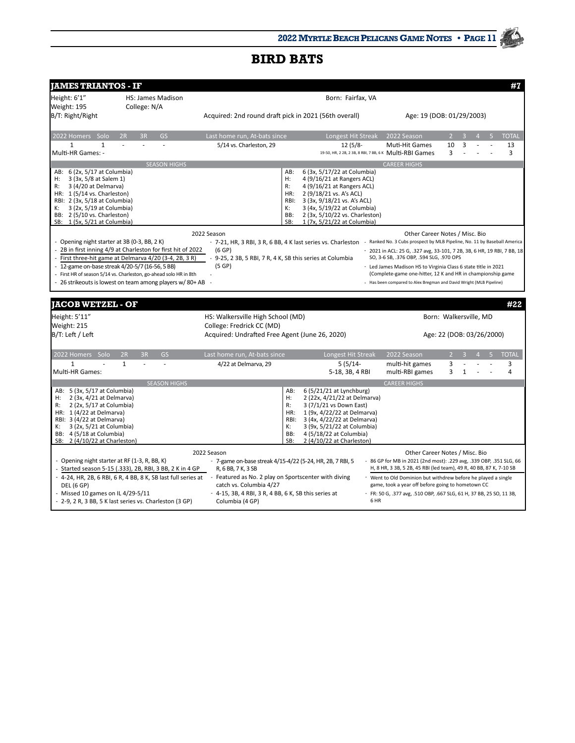# BIRD BATS

## JAMES TRIANTOS - IF #7

Height: 6'1" | HS: James Madison | Born: Fairfax, VA
Weight: 195 | College: N/A
B/T: Right/Right | Acquired: 2nd round draft pick in 2021 (56th overall) | Age: 19 (DOB: 01/29/2003)

| 2022 Homers | Solo | 2R | 3R | GS | Last home run, At-bats since | Longest Hit Streak | 2022 Season | 2 | 3 | 4 | 5 | TOTAL |
|---|---|---|---|---|---|---|---|---|---|---|---|---|
| 1 | 1 | - | - | - | 5/14 vs. Charleston, 29 | 12 (5/8- | Muti-Hit Games | 10 | 3 | - | - | 13 |
| Multi-HR Games: - | | | | | | 19-50, HR, 2 2B, 2 3B, 8 RBI, 7 BB, 6 K | Multi-RBI Games | 3 | - | - | - | 3 |

| SEASON HIGHS | CAREER HIGHS |
|---|---|
| AB: 6 (2x, 5/17 at Columbia) | AB: 6 (3x, 5/17/22 at Columbia) |
| H: 3 (3x, 5/8 at Salem 1) | H: 4 (9/16/21 at Rangers ACL) |
| R: 3 (4/20 at Delmarva) | R: 4 (9/16/21 at Rangers ACL) |
| HR: 1 (5/14 vs. Charleston) | HR: 2 (9/18/21 vs. A's ACL) |
| RBI: 2 (3x, 5/18 at Columbia) | RBI: 3 (3x, 9/18/21 vs. A's ACL) |
| K: 3 (2x, 5/19 at Columbia) | K: 3 (4x, 5/19/22 at Columbia) |
| BB: 2 (5/10 vs. Charleston) | BB: 2 (3x, 5/10/22 vs. Charleston) |
| SB: 1 (5x, 5/21 at Columbia) | SB: 1 (7x, 5/21/22 at Columbia) |

**2022 Season**

- Opening night starter at 3B (0-3, BB, 2 K)
- 2B in first inning 4/9 at Charleston for first hit of 2022
- First three-hit game at Delmarva 4/20 (3-4, 2B, 3 R)
- 12-game on-base streak 4/20-5/7 (16-56, 5 BB)
- First HR of season 5/14 vs. Charleston, go-ahead solo HR in 8th
- 26 strikeouts is lowest on team among players w/ 80+ AB
- 7-21, HR, 3 RBI, 3 R, 6 BB, 4 K last series vs. Charleston (6 GP)
- 9-25, 2 3B, 5 RBI, 7 R, 4 K, SB this series at Columbia (5 GP)

**Other Career Notes / Misc. Bio**

- Ranked No. 3 Cubs prospect by MLB Pipeline, No. 11 by Baseball America
- 2021 in ACL: 25 G, .327 avg, 33-101, 7 2B, 3B, 6 HR, 19 RBI, 7 BB, 18 SO, 3-6 SB, .376 OBP, .594 SLG, .970 OPS
- Led James Madison HS to Virginia Class 6 state title in 2021 (Complete-game one-hitter, 12 K and HR in championship game
- Has been compared to Alex Bregman and David Wright (MLB Pipeline)

## JACOB WETZEL - OF #22

Height: 5'11" | HS: Walkersville High School (MD) | Born: Walkersville, MD
Weight: 215 | College: Fredrick CC (MD)
B/T: Left / Left | Acquired: Undrafted Free Agent (June 26, 2020) | Age: 22 (DOB: 03/26/2000)

| 2022 Homers | Solo | 2R | 3R | GS | Last home run, At-bats since | Longest Hit Streak | 2022 Season | 2 | 3 | 4 | 5 | TOTAL |
|---|---|---|---|---|---|---|---|---|---|---|---|---|
| 1 | - | 1 | - | - | 4/22 at Delmarva, 29 | 5 (5/14- | multi-hit games | 3 | - | - | - | 3 |
| Multi-HR Games: | | | | | | 5-18, 3B, 4 RBI | multi-RBI games | 3 | 1 | - | - | 4 |

| SEASON HIGHS | CAREER HIGHS |
|---|---|
| AB: 5 (3x, 5/17 at Columbia) | AB: 6 (5/21/21 at Lynchburg) |
| H: 2 (3x, 4/21 at Delmarva) | H: 2 (22x, 4/21/22 at Delmarva) |
| R: 2 (2x, 5/17 at Columbia) | R: 3 (7/1/21 vs Down East) |
| HR: 1 (4/22 at Delmarva) | HR: 1 (9x, 4/22/22 at Delmarva) |
| RBI: 3 (4/22 at Delmarva) | RBI: 3 (4x, 4/22/22 at Delmarva) |
| K: 3 (2x, 5/21 at Columbia) | K: 3 (9x, 5/21/22 at Columbia) |
| BB: 4 (5/18 at Columbia) | BB: 4 (5/18/22 at Columbia) |
| SB: 2 (4/10/22 at Charleston) | SB: 2 (4/10/22 at Charleston) |

**2022 Season**

- Opening night starter at RF (1-3, R, BB, K)
- Started season 5-15 (.333), 2B, RBI, 3 BB, 2 K in 4 GP
- 4-24, HR, 2B, 6 RBI, 6 R, 4 BB, 8 K, SB last full series at DEL (6 GP)
- Missed 10 games on IL 4/29-5/11
- 2-9, 2 R, 3 BB, 5 K last series vs. Charleston (3 GP)
- 7-game on-base streak 4/15-4/22 (5-24, HR, 2B, 7 RBI, 5 R, 6 BB, 7 K, 3 SB
- Featured as No. 2 play on Sportscenter with diving catch vs. Columbia 4/27
- 4-15, 3B, 4 RBI, 3 R, 4 BB, 6 K, SB this series at Columbia (4 GP)

**Other Career Notes / Misc. Bio**

- 86 GP for MB in 2021 (2nd most): .229 avg, .339 OBP, .351 SLG, 66 H, 8 HR, 3 3B, 5 2B, 45 RBI (led team), 49 R, 40 BB, 87 K, 7-10 SB
- Went to Old Dominion but withdrew before he played a single game, took a year off before going to hometown CC
- FR: 50 G, .377 avg, .510 OBP, .667 SLG, 61 H, 37 BB, 25 SO, 11 3B, 6 HR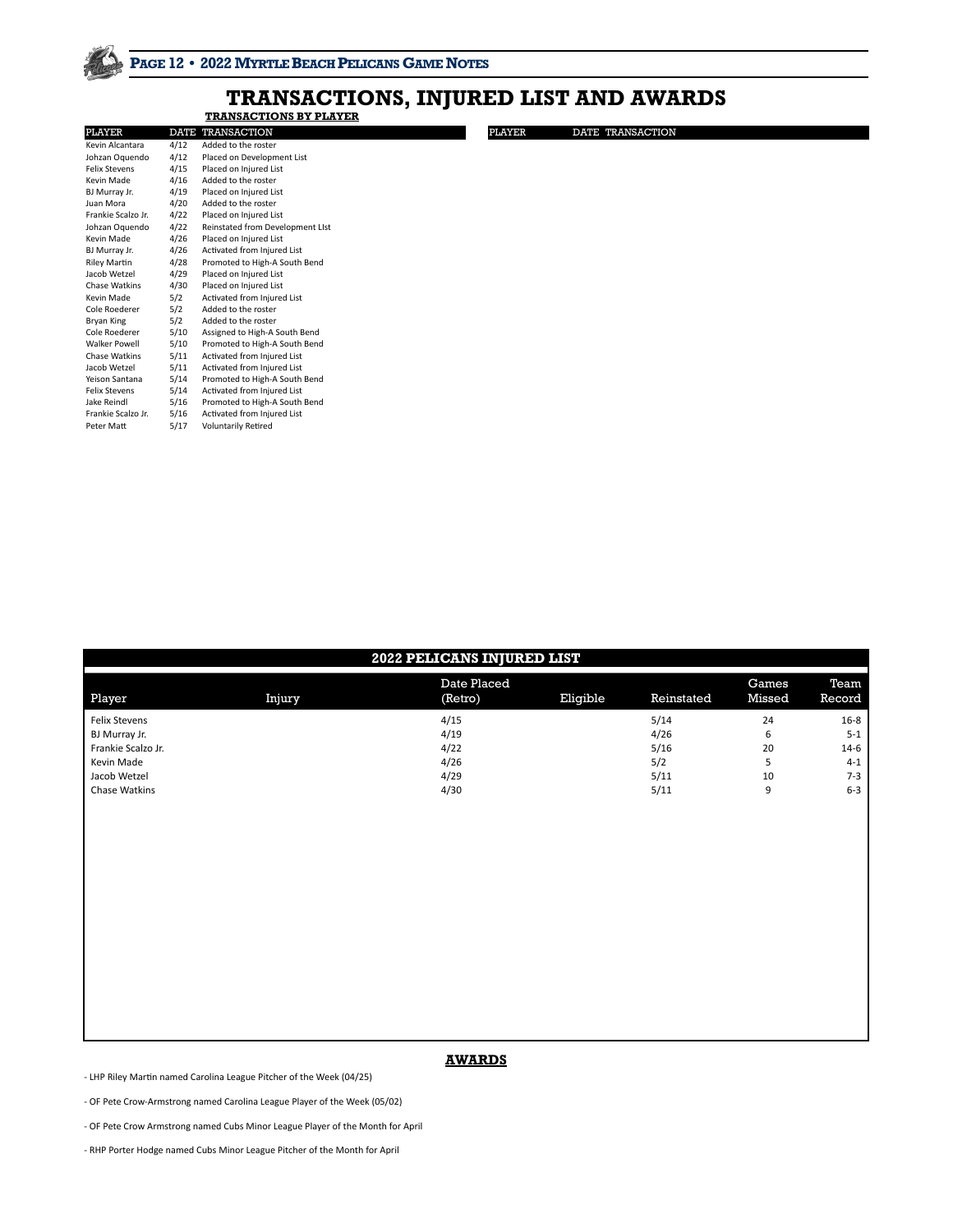# TRANSACTIONS, INJURED LIST AND AWARDS

## TRANSACTIONS BY PLAYER

| PLAYER | DATE | TRANSACTION |
|---|---|---|
| Kevin Alcantara | 4/12 | Added to the roster |
| Johzan Oquendo | 4/12 | Placed on Development List |
| Felix Stevens | 4/15 | Placed on Injured List |
| Kevin Made | 4/16 | Added to the roster |
| BJ Murray Jr. | 4/19 | Placed on Injured List |
| Juan Mora | 4/20 | Added to the roster |
| Frankie Scalzo Jr. | 4/22 | Placed on Injured List |
| Johzan Oquendo | 4/22 | Reinstated from Development LIst |
| Kevin Made | 4/26 | Placed on Injured List |
| BJ Murray Jr. | 4/26 | Activated from Injured List |
| Riley Martin | 4/28 | Promoted to High-A South Bend |
| Jacob Wetzel | 4/29 | Placed on Injured List |
| Chase Watkins | 4/30 | Placed on Injured List |
| Kevin Made | 5/2 | Activated from Injured List |
| Cole Roederer | 5/2 | Added to the roster |
| Bryan King | 5/2 | Added to the roster |
| Cole Roederer | 5/10 | Assigned to High-A South Bend |
| Walker Powell | 5/10 | Promoted to High-A South Bend |
| Chase Watkins | 5/11 | Activated from Injured List |
| Jacob Wetzel | 5/11 | Activated from Injured List |
| Yeison Santana | 5/14 | Promoted to High-A South Bend |
| Felix Stevens | 5/14 | Activated from Injured List |
| Jake Reindl | 5/16 | Promoted to High-A South Bend |
| Frankie Scalzo Jr. | 5/16 | Activated from Injured List |
| Peter Matt | 5/17 | Voluntarily Retired |

## 2022 PELICANS INJURED LIST

| Player | Injury | Date Placed (Retro) | Eligible | Reinstated | Games Missed | Team Record |
|---|---|---|---|---|---|---|
| Felix Stevens | | 4/15 | | 5/14 | 24 | 16-8 |
| BJ Murray Jr. | | 4/19 | | 4/26 | 6 | 5-1 |
| Frankie Scalzo Jr. | | 4/22 | | 5/16 | 20 | 14-6 |
| Kevin Made | | 4/26 | | 5/2 | 5 | 4-1 |
| Jacob Wetzel | | 4/29 | | 5/11 | 10 | 7-3 |
| Chase Watkins | | 4/30 | | 5/11 | 9 | 6-3 |

## AWARDS

- LHP Riley Martin named Carolina League Pitcher of the Week (04/25)

- OF Pete Crow-Armstrong named Carolina League Player of the Week (05/02)

- OF Pete Crow Armstrong named Cubs Minor League Player of the Month for April

- RHP Porter Hodge named Cubs Minor League Pitcher of the Month for April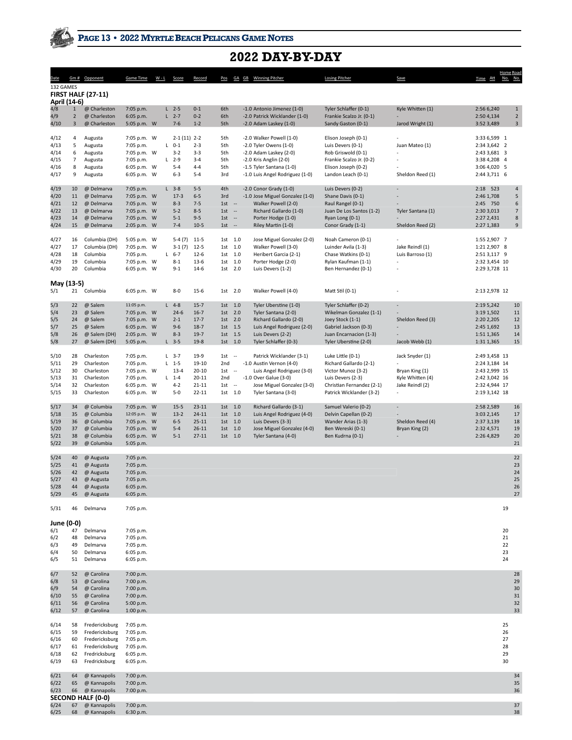# 2022 DAY-BY-DAY

| Date | Gm # | Opponent | Game Time | W - L | Score | Record | Pos | GA GB | Winning Pitcher | Losing Pitcher | Save | Time | Att | Home No. | Road No. |
|---|---|---|---|---|---|---|---|---|---|---|---|---|---|---|---|
| 132 GAMES | | | | | | | | | | | | | | | |
| **FIRST HALF (27-11)** | | | | | | | | | | | | | | | |
| **April (14-6)** | | | | | | | | | | | | | | | |
| 4/8 | 1 | @ Charleston | 7:05 p.m. | L | 2-5 | 0-1 | 6th | -1.0 | Antonio Jimenez (1-0) | Tyler Schlaffer (0-1) | Kyle Whitten (1) | 2:56 | 6,240 | | 1 |
| 4/9 | 2 | @ Charleston | 6:05 p.m. | L | 2-7 | 0-2 | 6th | -2.0 | Patrick Wicklander (1-0) | Frankie Scalzo Jr. (0-1) | - | 2:50 | 4,134 | | 2 |
| 4/10 | 3 | @ Charleston | 5:05 p.m. | W | 7-6 | 1-2 | 5th | -2.0 | Adam Laskey (1-0) | Sandy Gaston (0-1) | Jarod Wright (1) | 3:52 | 3,489 | | 3 |
| 4/12 | 4 | Augusta | 7:05 p.m. | W | 2-1 (11) | 2-2 | 5th | -2.0 | Walker Powell (1-0) | Elison Joseph (0-1) | - | 3:33 | 6,599 | 1 | |
| 4/13 | 5 | Augusta | 7:05 p.m. | L | 0-1 | 2-3 | 5th | -2.0 | Tyler Owens (1-0) | Luis Devers (0-1) | Juan Mateo (1) | 2:34 | 3,642 | 2 | |
| 4/14 | 6 | Augusta | 7:05 p.m. | W | 3-2 | 3-3 | 5th | -2.0 | Adam Laskey (2-0) | Rob Griswold (0-1) | - | 2:43 | 3,681 | 3 | |
| 4/15 | 7 | Augusta | 7:05 p.m. | L | 2-9 | 3-4 | 5th | -2.0 | Kris Anglin (2-0) | Frankie Scalzo Jr. (0-2) | - | 3:38 | 4,208 | 4 | |
| 4/16 | 8 | Augusta | 6:05 p.m. | W | 5-4 | 4-4 | 5th | -1.5 | Tyler Santana (1-0) | Elison Joseph (0-2) | - | 3:06 | 4,020 | 5 | |
| 4/17 | 9 | Augusta | 6:05 p.m. | W | 6-3 | 5-4 | 3rd | -1.0 | Luis Angel Rodriguez (1-0) | Landon Leach (0-1) | Sheldon Reed (1) | 2:44 | 3,711 | 6 | |
| 4/19 | 10 | @ Delmarva | 7:05 p.m. | L | 3-8 | 5-5 | 4th | -2.0 | Conor Grady (1-0) | Luis Devers (0-2) | - | 2:18 | 523 | | 4 |
| 4/20 | 11 | @ Delmarva | 7:05 p.m. | W | 17-3 | 6-5 | 3rd | -1.0 | Jose Miguel Gonzalez (1-0) | Shane Davis (0-1) | - | 2:46 | 1,708 | | 5 |
| 4/21 | 12 | @ Delmarva | 7:05 p.m. | W | 8-3 | 7-5 | 1st | -- | Walker Powell (2-0) | Raul Rangel (0-1) | - | 2:45 | 750 | | 6 |
| 4/22 | 13 | @ Delmarva | 7:05 p.m. | W | 5-2 | 8-5 | 1st | -- | Richard Gallardo (1-0) | Juan De Los Santos (1-2) | Tyler Santana (1) | 2:30 | 3,013 | | 7 |
| 4/23 | 14 | @ Delmarva | 7:05 p.m. | W | 5-1 | 9-5 | 1st | -- | Porter Hodge (1-0) | Ryan Long (0-1) | - | 2:27 | 2,431 | | 8 |
| 4/24 | 15 | @ Delmarva | 2:05 p.m. | W | 7-4 | 10-5 | 1st | -- | Riley Martin (1-0) | Conor Grady (1-1) | Sheldon Reed (2) | 2:27 | 1,383 | | 9 |
| 4/27 | 16 | Columbia (DH) | 5:05 p.m. | W | 5-4 (7) | 11-5 | 1st | 1.0 | Jose Miguel Gonzalez (2-0) | Noah Cameron (0-1) | - | 1:55 | 2,907 | 7 | |
| 4/27 | 17 | Columbia (DH) | 7:05 p.m. | W | 3-1 (7) | 12-5 | 1st | 1.0 | Walker Powell (3-0) | Luinder Avila (1-3) | Jake Reindl (1) | 1:21 | 2,907 | 8 | |
| 4/28 | 18 | Columbia | 7:05 p.m. | L | 6-7 | 12-6 | 1st | 1.0 | Heribert Garcia (2-1) | Chase Watkins (0-1) | Luis Barroso (1) | 2:51 | 3,117 | 9 | |
| 4/29 | 19 | Columbia | 7:05 p.m. | W | 8-1 | 13-6 | 1st | 1.0 | Porter Hodge (2-0) | Rylan Kaufman (1-1) | - | 2:32 | 3,454 | 10 | |
| 4/30 | 20 | Columbia | 6:05 p.m. | W | 9-1 | 14-6 | 1st | 2.0 | Luis Devers (1-2) | Ben Hernandez (0-1) | - | 2:29 | 3,728 | 11 | |
| **May (13-5)** | | | | | | | | | | | | | | | |
| 5/1 | 21 | Columbia | 6:05 p.m. | W | 8-0 | 15-6 | 1st | 2.0 | Walker Powell (4-0) | Matt Stil (0-1) | - | 2:13 | 2,978 | 12 | |
| 5/3 | 22 | @ Salem | 11:05 p.m. | L | 4-8 | 15-7 | 1st | 1.0 | Tyler Uberstine (1-0) | Tyler Schlaffer (0-2) | - | 2:19 | 5,242 | | 10 |
| 5/4 | 23 | @ Salem | 7:05 p.m. | W | 24-6 | 16-7 | 1st | 2.0 | Tyler Santana (2-0) | Wikelman Gonzalez (1-1) | - | 3:19 | 1,502 | | 11 |
| 5/5 | 24 | @ Salem | 7:05 p.m. | W | 2-1 | 17-7 | 1st | 2.0 | Richard Gallardo (2-0) | Joey Stock (1-1) | Sheldon Reed (3) | 2:20 | 2,205 | | 12 |
| 5/7 | 25 | @ Salem | 6:05 p.m. | W | 9-6 | 18-7 | 1st | 1.5 | Luis Angel Rodriguez (2-0) | Gabriel Jackson (0-3) | - | 2:45 | 1,692 | | 13 |
| 5/8 | 26 | @ Salem (DH) | 2:05 p.m. | W | 8-3 | 19-7 | 1st | 1.5 | Luis Devers (2-2) | Juan Encarnacion (1-3) | - | 1:51 | 1,365 | | 14 |
| 5/8 | 27 | @ Salem (DH) | 5:05 p.m. | L | 3-5 | 19-8 | 1st | 1.0 | Tyler Schlaffer (0-3) | Tyler Uberstine (2-0) | Jacob Webb (1) | 1:31 | 1,365 | | 15 |
| 5/10 | 28 | Charleston | 7:05 p.m. | L | 3-7 | 19-9 | 1st | -- | Patrick Wicklander (3-1) | Luke Little (0-1) | Jack Snyder (1) | 2:49 | 3,458 | 13 | |
| 5/11 | 29 | Charleston | 7:05 p.m. | L | 1-5 | 19-10 | 2nd | -1.0 | Austin Vernon (4-0) | Richard Gallardo (2-1) | - | 2:24 | 3,184 | 14 | |
| 5/12 | 30 | Charleston | 7:05 p.m. | W | 13-4 | 20-10 | 1st | -- | Luis Angel Rodriguez (3-0) | Victor Munoz (3-2) | Bryan King (1) | 2:43 | 2,999 | 15 | |
| 5/13 | 31 | Charleston | 7:05 p.m. | L | 1-4 | 20-11 | 2nd | -1.0 | Over Galue (3-0) | Luis Devers (2-3) | Kyle Whitten (4) | 2:42 | 3,042 | 16 | |
| 5/14 | 32 | Charleston | 6:05 p.m. | W | 4-2 | 21-11 | 1st | -- | Jose Miguel Gonzalez (3-0) | Christian Fernandez (2-1) | Jake Reindl (2) | 2:32 | 4,944 | 17 | |
| 5/15 | 33 | Charleston | 6:05 p.m. | W | 5-0 | 22-11 | 1st | 1.0 | Tyler Santana (3-0) | Patrick Wicklander (3-2) | - | 2:19 | 3,142 | 18 | |
| 5/17 | 34 | @ Columbia | 7:05 p.m. | W | 15-5 | 23-11 | 1st | 1.0 | Richard Gallardo (3-1) | Samuel Valerio (0-2) | - | 2:58 | 2,589 | | 16 |
| 5/18 | 35 | @ Columbia | 12:05 p.m. | W | 13-2 | 24-11 | 1st | 1.0 | Luis Angel Rodriguez (4-0) | Delvin Capellan (0-2) | - | 3:03 | 2,145 | | 17 |
| 5/19 | 36 | @ Columbia | 7:05 p.m. | W | 6-5 | 25-11 | 1st | 1.0 | Luis Devers (3-3) | Wander Arias (1-3) | Sheldon Reed (4) | 2:37 | 3,139 | | 18 |
| 5/20 | 37 | @ Columbia | 7:05 p.m. | W | 5-4 | 26-11 | 1st | 1.0 | Jose Miguel Gonzalez (4-0) | Ben Wereski (0-1) | Bryan King (2) | 2:32 | 4,571 | | 19 |
| 5/21 | 38 | @ Columbia | 6:05 p.m. | W | 5-1 | 27-11 | 1st | 1.0 | Tyler Santana (4-0) | Ben Kudrna (0-1) | - | 2:26 | 4,829 | | 20 |
| 5/22 | 39 | @ Columbia | 5:05 p.m. | | | | | | | | | | | | 21 |
| 5/24 | 40 | @ Augusta | 7:05 p.m. | | | | | | | | | | | | 22 |
| 5/25 | 41 | @ Augusta | 7:05 p.m. | | | | | | | | | | | | 23 |
| 5/26 | 42 | @ Augusta | 7:05 p.m. | | | | | | | | | | | | 24 |
| 5/27 | 43 | @ Augusta | 7:05 p.m. | | | | | | | | | | | | 25 |
| 5/28 | 44 | @ Augusta | 6:05 p.m. | | | | | | | | | | | | 26 |
| 5/29 | 45 | @ Augusta | 6:05 p.m. | | | | | | | | | | | | 27 |
| 5/31 | 46 | Delmarva | 7:05 p.m. | | | | | | | | | | | 19 | |
| **June (0-0)** | | | | | | | | | | | | | | | |
| 6/1 | 47 | Delmarva | 7:05 p.m. | | | | | | | | | | | 20 | |
| 6/2 | 48 | Delmarva | 7:05 p.m. | | | | | | | | | | | 21 | |
| 6/3 | 49 | Delmarva | 7:05 p.m. | | | | | | | | | | | 22 | |
| 6/4 | 50 | Delmarva | 6:05 p.m. | | | | | | | | | | | 23 | |
| 6/5 | 51 | Delmarva | 6:05 p.m. | | | | | | | | | | | 24 | |
| 6/7 | 52 | @ Carolina | 7:00 p.m. | | | | | | | | | | | | 28 |
| 6/8 | 53 | @ Carolina | 7:00 p.m. | | | | | | | | | | | | 29 |
| 6/9 | 54 | @ Carolina | 7:00 p.m. | | | | | | | | | | | | 30 |
| 6/10 | 55 | @ Carolina | 7:00 p.m. | | | | | | | | | | | | 31 |
| 6/11 | 56 | @ Carolina | 5:00 p.m. | | | | | | | | | | | | 32 |
| 6/12 | 57 | @ Carolina | 1:00 p.m. | | | | | | | | | | | | 33 |
| 6/14 | 58 | Fredericksburg | 7:05 p.m. | | | | | | | | | | | 25 | |
| 6/15 | 59 | Fredericksburg | 7:05 p.m. | | | | | | | | | | | 26 | |
| 6/16 | 60 | Fredericksburg | 7:05 p.m. | | | | | | | | | | | 27 | |
| 6/17 | 61 | Fredericksburg | 7:05 p.m. | | | | | | | | | | | 28 | |
| 6/18 | 62 | Fredricksburg | 6:05 p.m. | | | | | | | | | | | 29 | |
| 6/19 | 63 | Fredricksburg | 6:05 p.m. | | | | | | | | | | | 30 | |
| 6/21 | 64 | @ Kannapolis | 7:00 p.m. | | | | | | | | | | | | 34 |
| 6/22 | 65 | @ Kannapolis | 7:00 p.m. | | | | | | | | | | | | 35 |
| 6/23 | 66 | @ Kannapolis | 7:00 p.m. | | | | | | | | | | | | 36 |
| **SECOND HALF (0-0)** | | | | | | | | | | | | | | | |
| 6/24 | 67 | @ Kannapolis | 7:00 p.m. | | | | | | | | | | | | 37 |
| 6/25 | 68 | @ Kannapolis | 6:30 p.m. | | | | | | | | | | | | 38 |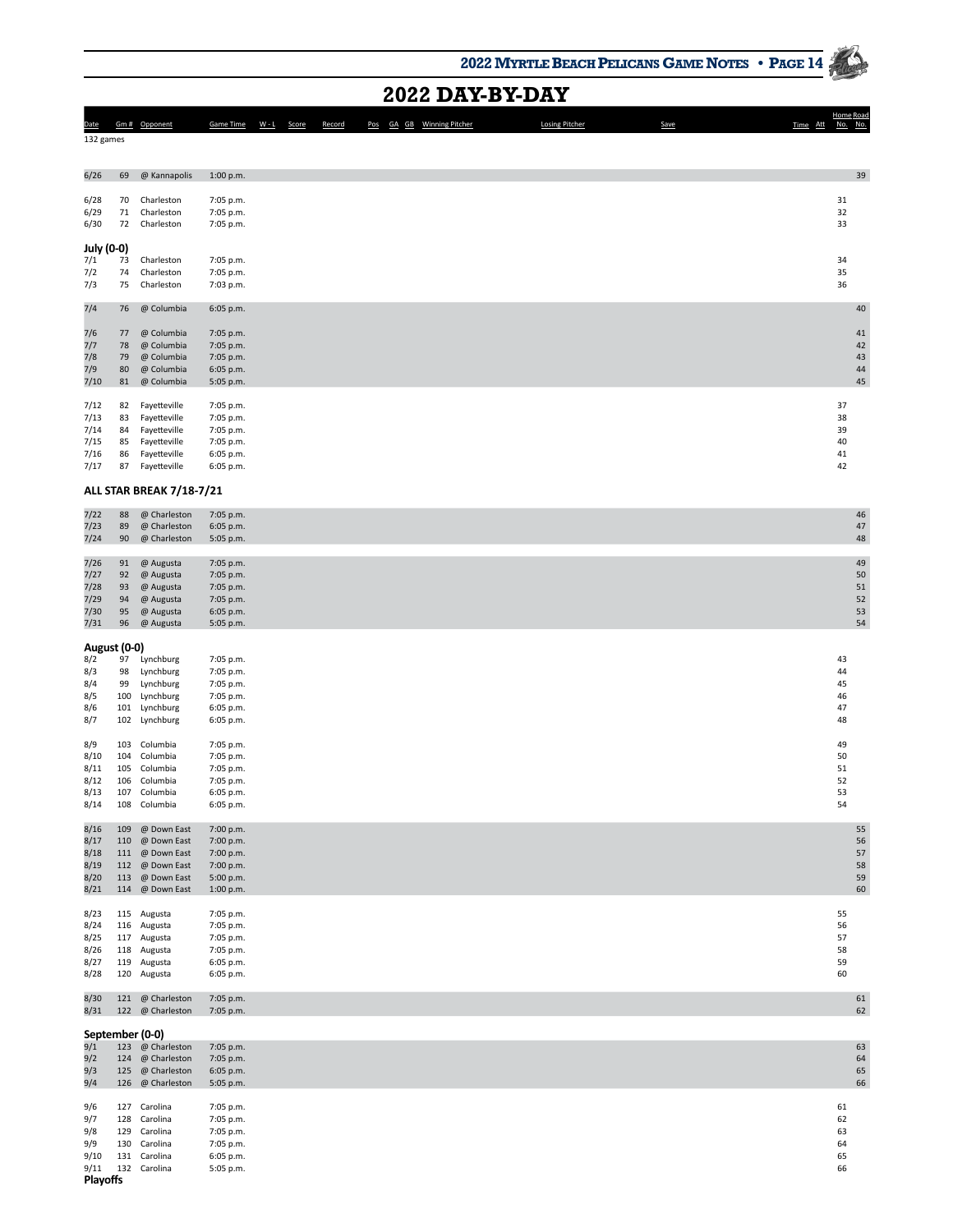# 2022 DAY-BY-DAY

| Date | Gm # | Opponent | Game Time | W - L | Score | Record | Pos | GA | GB | Winning Pitcher | Losing Pitcher | Save | Time | Att | Home No. | Road No. |
|---|---|---|---|---|---|---|---|---|---|---|---|---|---|---|---|---|
| 132 games | | | | | | | | | | | | | | | | |
| 6/26 | 69 | @ Kannapolis | 1:00 p.m. | | | | | | | | | | | | | 39 |
| 6/28 | 70 | Charleston | 7:05 p.m. | | | | | | | | | | | | 31 | |
| 6/29 | 71 | Charleston | 7:05 p.m. | | | | | | | | | | | | 32 | |
| 6/30 | 72 | Charleston | 7:05 p.m. | | | | | | | | | | | | 33 | |
| **July (0-0)** | | | | | | | | | | | | | | | | |
| 7/1 | 73 | Charleston | 7:05 p.m. | | | | | | | | | | | | 34 | |
| 7/2 | 74 | Charleston | 7:05 p.m. | | | | | | | | | | | | 35 | |
| 7/3 | 75 | Charleston | 7:03 p.m. | | | | | | | | | | | | 36 | |
| 7/4 | 76 | @ Columbia | 6:05 p.m. | | | | | | | | | | | | | 40 |
| 7/6 | 77 | @ Columbia | 7:05 p.m. | | | | | | | | | | | | | 41 |
| 7/7 | 78 | @ Columbia | 7:05 p.m. | | | | | | | | | | | | | 42 |
| 7/8 | 79 | @ Columbia | 7:05 p.m. | | | | | | | | | | | | | 43 |
| 7/9 | 80 | @ Columbia | 6:05 p.m. | | | | | | | | | | | | | 44 |
| 7/10 | 81 | @ Columbia | 5:05 p.m. | | | | | | | | | | | | | 45 |
| 7/12 | 82 | Fayetteville | 7:05 p.m. | | | | | | | | | | | | 37 | |
| 7/13 | 83 | Fayetteville | 7:05 p.m. | | | | | | | | | | | | 38 | |
| 7/14 | 84 | Fayetteville | 7:05 p.m. | | | | | | | | | | | | 39 | |
| 7/15 | 85 | Fayetteville | 7:05 p.m. | | | | | | | | | | | | 40 | |
| 7/16 | 86 | Fayetteville | 6:05 p.m. | | | | | | | | | | | | 41 | |
| 7/17 | 87 | Fayetteville | 6:05 p.m. | | | | | | | | | | | | 42 | |
| **ALL STAR BREAK 7/18-7/21** | | | | | | | | | | | | | | | | |
| 7/22 | 88 | @ Charleston | 7:05 p.m. | | | | | | | | | | | | | 46 |
| 7/23 | 89 | @ Charleston | 6:05 p.m. | | | | | | | | | | | | | 47 |
| 7/24 | 90 | @ Charleston | 5:05 p.m. | | | | | | | | | | | | | 48 |
| 7/26 | 91 | @ Augusta | 7:05 p.m. | | | | | | | | | | | | | 49 |
| 7/27 | 92 | @ Augusta | 7:05 p.m. | | | | | | | | | | | | | 50 |
| 7/28 | 93 | @ Augusta | 7:05 p.m. | | | | | | | | | | | | | 51 |
| 7/29 | 94 | @ Augusta | 7:05 p.m. | | | | | | | | | | | | | 52 |
| 7/30 | 95 | @ Augusta | 6:05 p.m. | | | | | | | | | | | | | 53 |
| 7/31 | 96 | @ Augusta | 5:05 p.m. | | | | | | | | | | | | | 54 |
| **August (0-0)** | | | | | | | | | | | | | | | | |
| 8/2 | 97 | Lynchburg | 7:05 p.m. | | | | | | | | | | | | 43 | |
| 8/3 | 98 | Lynchburg | 7:05 p.m. | | | | | | | | | | | | 44 | |
| 8/4 | 99 | Lynchburg | 7:05 p.m. | | | | | | | | | | | | 45 | |
| 8/5 | 100 | Lynchburg | 7:05 p.m. | | | | | | | | | | | | 46 | |
| 8/6 | 101 | Lynchburg | 6:05 p.m. | | | | | | | | | | | | 47 | |
| 8/7 | 102 | Lynchburg | 6:05 p.m. | | | | | | | | | | | | 48 | |
| 8/9 | 103 | Columbia | 7:05 p.m. | | | | | | | | | | | | 49 | |
| 8/10 | 104 | Columbia | 7:05 p.m. | | | | | | | | | | | | 50 | |
| 8/11 | 105 | Columbia | 7:05 p.m. | | | | | | | | | | | | 51 | |
| 8/12 | 106 | Columbia | 7:05 p.m. | | | | | | | | | | | | 52 | |
| 8/13 | 107 | Columbia | 6:05 p.m. | | | | | | | | | | | | 53 | |
| 8/14 | 108 | Columbia | 6:05 p.m. | | | | | | | | | | | | 54 | |
| 8/16 | 109 | @ Down East | 7:00 p.m. | | | | | | | | | | | | | 55 |
| 8/17 | 110 | @ Down East | 7:00 p.m. | | | | | | | | | | | | | 56 |
| 8/18 | 111 | @ Down East | 7:00 p.m. | | | | | | | | | | | | | 57 |
| 8/19 | 112 | @ Down East | 7:00 p.m. | | | | | | | | | | | | | 58 |
| 8/20 | 113 | @ Down East | 5:00 p.m. | | | | | | | | | | | | | 59 |
| 8/21 | 114 | @ Down East | 1:00 p.m. | | | | | | | | | | | | | 60 |
| 8/23 | 115 | Augusta | 7:05 p.m. | | | | | | | | | | | | 55 | |
| 8/24 | 116 | Augusta | 7:05 p.m. | | | | | | | | | | | | 56 | |
| 8/25 | 117 | Augusta | 7:05 p.m. | | | | | | | | | | | | 57 | |
| 8/26 | 118 | Augusta | 7:05 p.m. | | | | | | | | | | | | 58 | |
| 8/27 | 119 | Augusta | 6:05 p.m. | | | | | | | | | | | | 59 | |
| 8/28 | 120 | Augusta | 6:05 p.m. | | | | | | | | | | | | 60 | |
| 8/30 | 121 | @ Charleston | 7:05 p.m. | | | | | | | | | | | | | 61 |
| 8/31 | 122 | @ Charleston | 7:05 p.m. | | | | | | | | | | | | | 62 |
| **September (0-0)** | | | | | | | | | | | | | | | | |
| 9/1 | 123 | @ Charleston | 7:05 p.m. | | | | | | | | | | | | | 63 |
| 9/2 | 124 | @ Charleston | 7:05 p.m. | | | | | | | | | | | | | 64 |
| 9/3 | 125 | @ Charleston | 6:05 p.m. | | | | | | | | | | | | | 65 |
| 9/4 | 126 | @ Charleston | 5:05 p.m. | | | | | | | | | | | | | 66 |
| 9/6 | 127 | Carolina | 7:05 p.m. | | | | | | | | | | | | 61 | |
| 9/7 | 128 | Carolina | 7:05 p.m. | | | | | | | | | | | | 62 | |
| 9/8 | 129 | Carolina | 7:05 p.m. | | | | | | | | | | | | 63 | |
| 9/9 | 130 | Carolina | 7:05 p.m. | | | | | | | | | | | | 64 | |
| 9/10 | 131 | Carolina | 6:05 p.m. | | | | | | | | | | | | 65 | |
| 9/11 | 132 | Carolina | 5:05 p.m. | | | | | | | | | | | | 66 | |
| **Playoffs** | | | | | | | | | | | | | | | | |